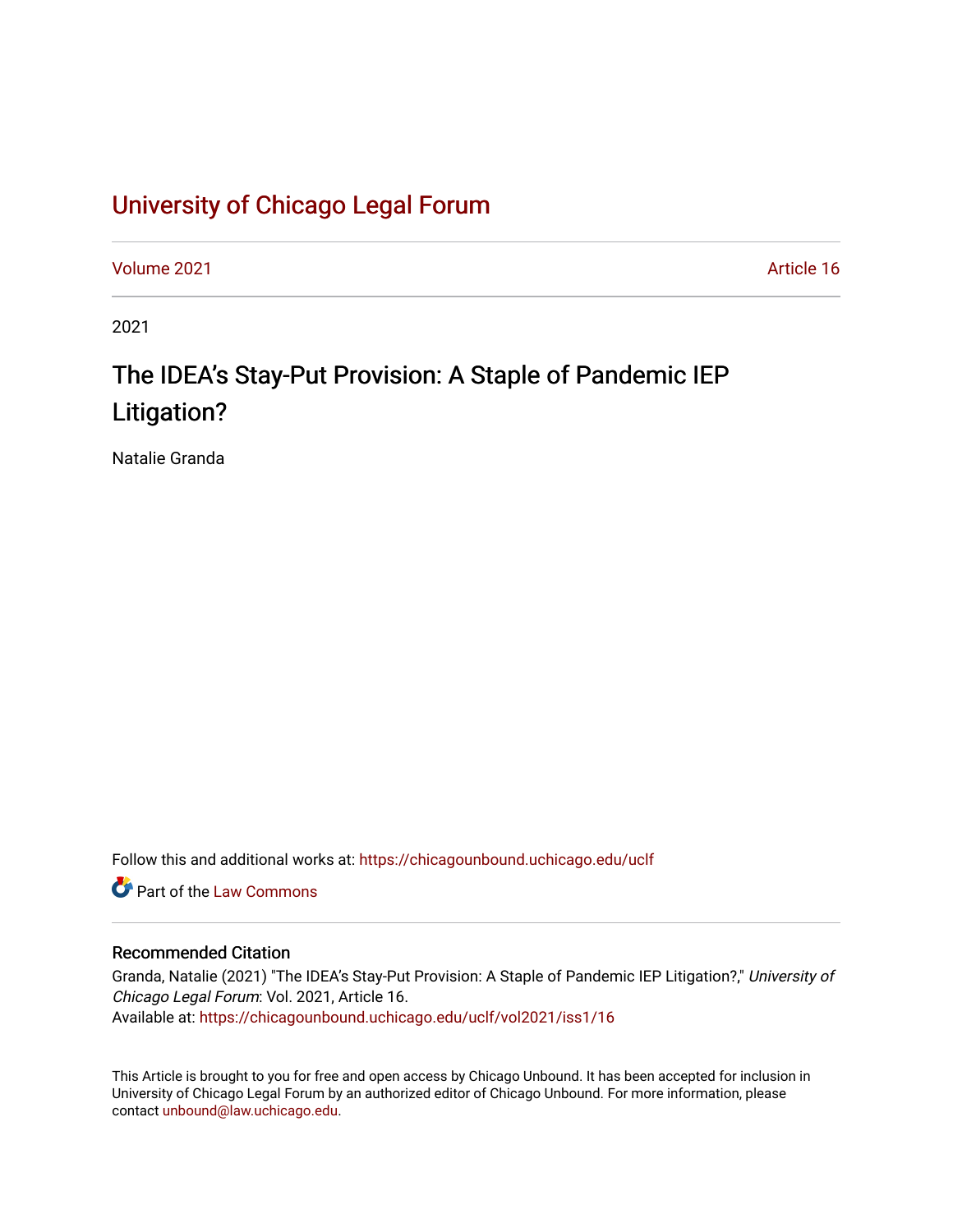# University of Chicago Legal Forum

Volume 2021 Article 16

2021

## The IDEA's Stay-Put Provision: A Staple of Pandemic IEP Litigation?

Natalie Granda

Follow this and additional works at: https://chicagounbound.uchicago.edu/uclf

Part of the Law Commons

### Recommended Citation

Granda, Natalie (2021) "The IDEA's Stay-Put Provision: A Staple of Pandemic IEP Litigation?," *University of Chicago Legal Forum*: Vol. 2021, Article 16.
Available at: https://chicagounbound.uchicago.edu/uclf/vol2021/iss1/16

This Article is brought to you for free and open access by Chicago Unbound. It has been accepted for inclusion in University of Chicago Legal Forum by an authorized editor of Chicago Unbound. For more information, please contact unbound@law.uchicago.edu.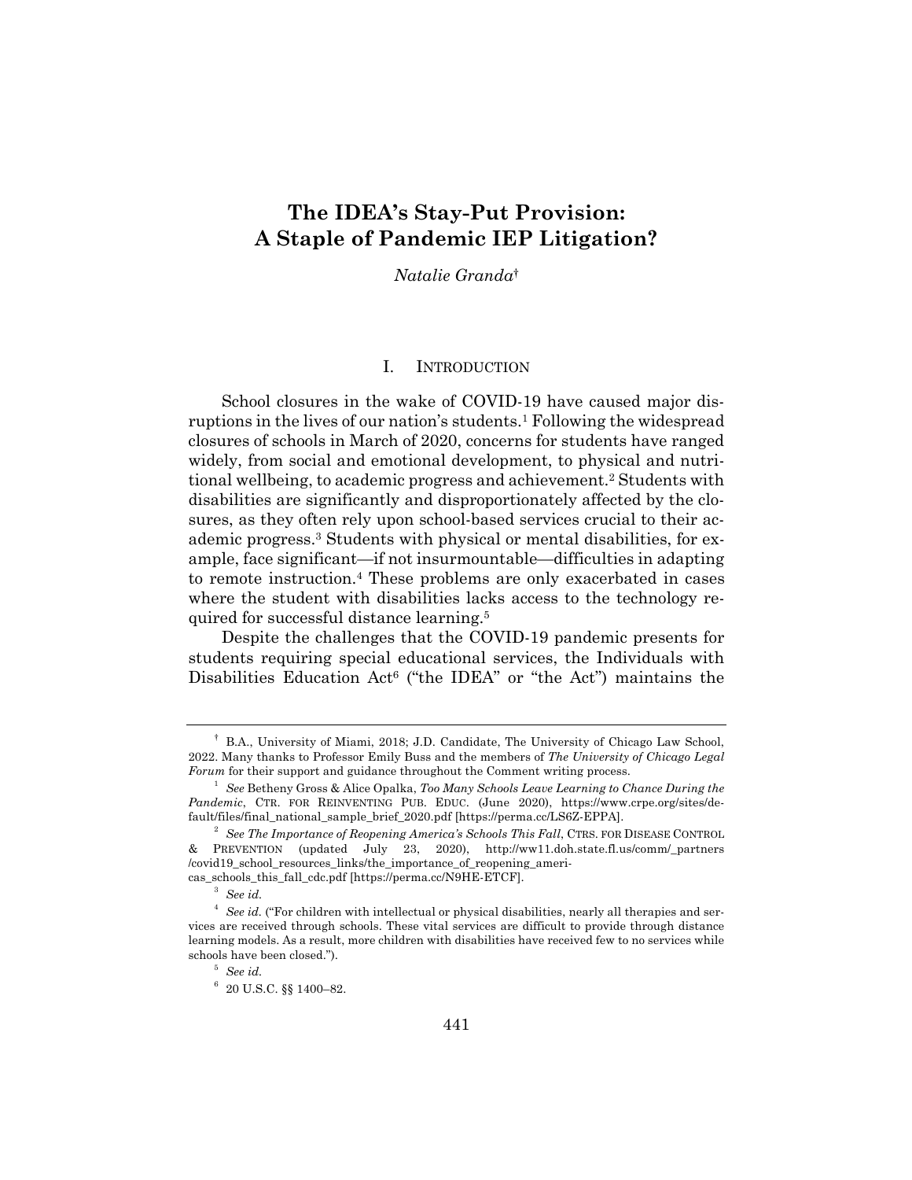# The IDEA's Stay-Put Provision: A Staple of Pandemic IEP Litigation?

*Natalie Granda*†

## I. INTRODUCTION

School closures in the wake of COVID-19 have caused major disruptions in the lives of our nation's students.[1] Following the widespread closures of schools in March of 2020, concerns for students have ranged widely, from social and emotional development, to physical and nutritional wellbeing, to academic progress and achievement.[2] Students with disabilities are significantly and disproportionately affected by the closures, as they often rely upon school-based services crucial to their academic progress.[3] Students with physical or mental disabilities, for example, face significant—if not insurmountable—difficulties in adapting to remote instruction.[4] These problems are only exacerbated in cases where the student with disabilities lacks access to the technology required for successful distance learning.[5]

Despite the challenges that the COVID-19 pandemic presents for students requiring special educational services, the Individuals with Disabilities Education Act[6] ("the IDEA" or "the Act") maintains the

---

† B.A., University of Miami, 2018; J.D. Candidate, The University of Chicago Law School, 2022. Many thanks to Professor Emily Buss and the members of *The University of Chicago Legal Forum* for their support and guidance throughout the Comment writing process.

[1] *See* Betheny Gross & Alice Opalka, *Too Many Schools Leave Learning to Chance During the Pandemic*, CTR. FOR REINVENTING PUB. EDUC. (June 2020), https://www.crpe.org/sites/default/files/final_national_sample_brief_2020.pdf [https://perma.cc/LS6Z-EPPA].

[2] *See The Importance of Reopening America's Schools This Fall*, CTRS. FOR DISEASE CONTROL & PREVENTION (updated July 23, 2020), http://ww11.doh.state.fl.us/comm/_partners/covid19_school_resources_links/the_importance_of_reopening_americas_schools_this_fall_cdc.pdf [https://perma.cc/N9HE-ETCF].

[3] *See id.*

[4] *See id.* ("For children with intellectual or physical disabilities, nearly all therapies and services are received through schools. These vital services are difficult to provide through distance learning models. As a result, more children with disabilities have received few to no services while schools have been closed.").

[5] *See id.*

[6] 20 U.S.C. §§ 1400–82.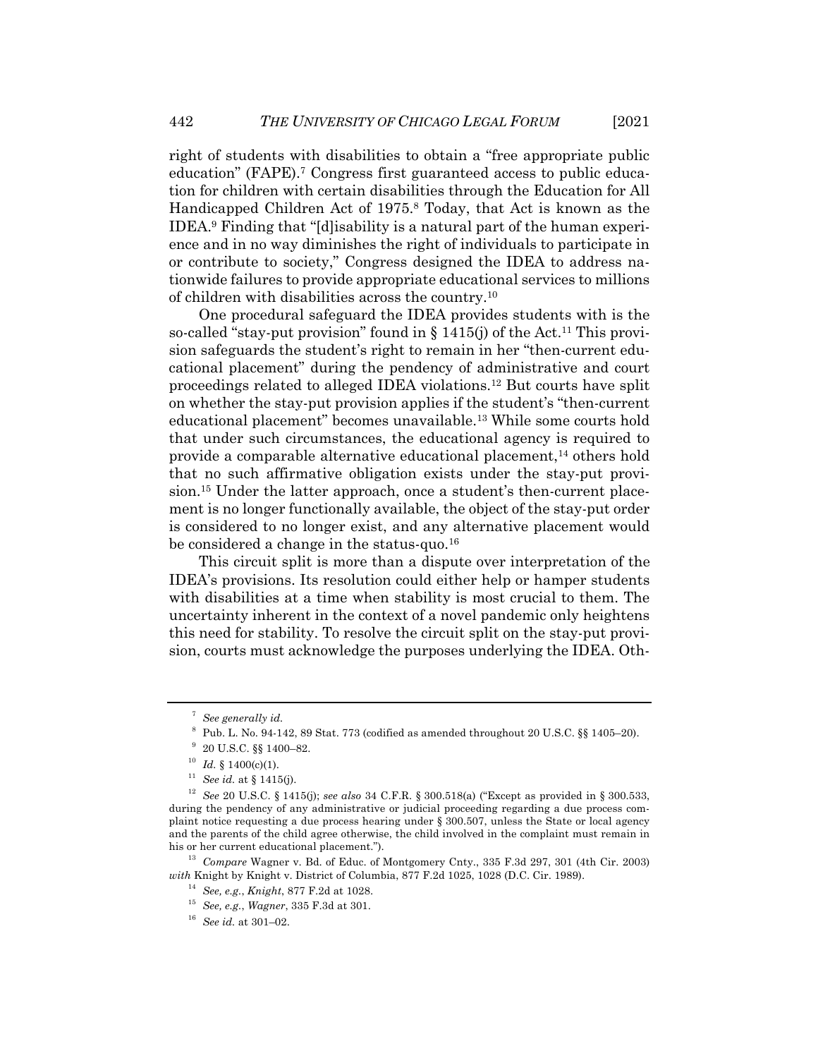right of students with disabilities to obtain a "free appropriate public education" (FAPE).[7] Congress first guaranteed access to public education for children with certain disabilities through the Education for All Handicapped Children Act of 1975.[8] Today, that Act is known as the IDEA.[9] Finding that "[d]isability is a natural part of the human experience and in no way diminishes the right of individuals to participate in or contribute to society," Congress designed the IDEA to address nationwide failures to provide appropriate educational services to millions of children with disabilities across the country.[10]

One procedural safeguard the IDEA provides students with is the so-called "stay-put provision" found in § 1415(j) of the Act.[11] This provision safeguards the student's right to remain in her "then-current educational placement" during the pendency of administrative and court proceedings related to alleged IDEA violations.[12] But courts have split on whether the stay-put provision applies if the student's "then-current educational placement" becomes unavailable.[13] While some courts hold that under such circumstances, the educational agency is required to provide a comparable alternative educational placement,[14] others hold that no such affirmative obligation exists under the stay-put provision.[15] Under the latter approach, once a student's then-current placement is no longer functionally available, the object of the stay-put order is considered to no longer exist, and any alternative placement would be considered a change in the status-quo.[16]

This circuit split is more than a dispute over interpretation of the IDEA's provisions. Its resolution could either help or hamper students with disabilities at a time when stability is most crucial to them. The uncertainty inherent in the context of a novel pandemic only heightens this need for stability. To resolve the circuit split on the stay-put provision, courts must acknowledge the purposes underlying the IDEA. Oth-

---

[7] *See generally id.*

[8] Pub. L. No. 94-142, 89 Stat. 773 (codified as amended throughout 20 U.S.C. §§ 1405–20).

[9] 20 U.S.C. §§ 1400–82.

[10] *Id.* § 1400(c)(1).

[11] *See id.* at § 1415(j).

[12] *See* 20 U.S.C. § 1415(j); *see also* 34 C.F.R. § 300.518(a) ("Except as provided in § 300.533, during the pendency of any administrative or judicial proceeding regarding a due process complaint notice requesting a due process hearing under § 300.507, unless the State or local agency and the parents of the child agree otherwise, the child involved in the complaint must remain in his or her current educational placement.").

[13] *Compare* Wagner v. Bd. of Educ. of Montgomery Cnty., 335 F.3d 297, 301 (4th Cir. 2003) *with* Knight by Knight v. District of Columbia, 877 F.2d 1025, 1028 (D.C. Cir. 1989).

[14] *See, e.g.*, *Knight*, 877 F.2d at 1028.

[15] *See, e.g.*, *Wagner*, 335 F.3d at 301.

[16] *See id.* at 301–02.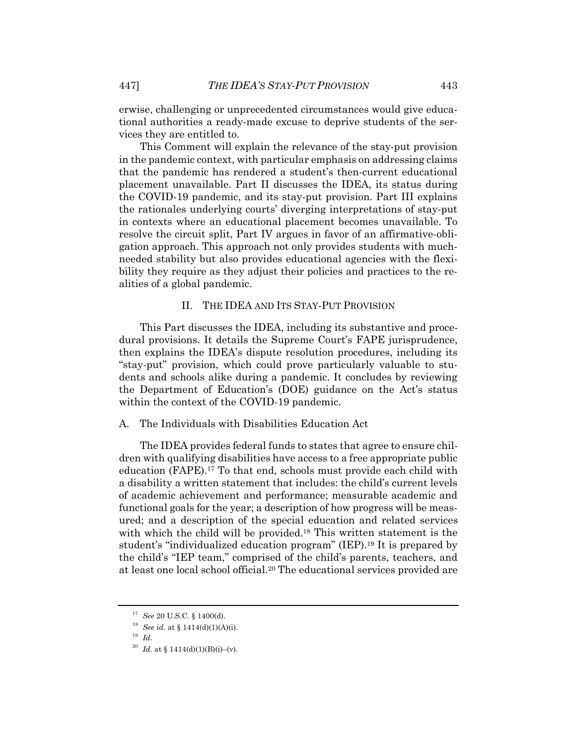erwise, challenging or unprecedented circumstances would give educational authorities a ready-made excuse to deprive students of the services they are entitled to.

This Comment will explain the relevance of the stay-put provision in the pandemic context, with particular emphasis on addressing claims that the pandemic has rendered a student's then-current educational placement unavailable. Part II discusses the IDEA, its status during the COVID-19 pandemic, and its stay-put provision. Part III explains the rationales underlying courts' diverging interpretations of stay-put in contexts where an educational placement becomes unavailable. To resolve the circuit split, Part IV argues in favor of an affirmative-obligation approach. This approach not only provides students with much-needed stability but also provides educational agencies with the flexibility they require as they adjust their policies and practices to the realities of a global pandemic.

## II. THE IDEA AND ITS STAY-PUT PROVISION

This Part discusses the IDEA, including its substantive and procedural provisions. It details the Supreme Court's FAPE jurisprudence, then explains the IDEA's dispute resolution procedures, including its "stay-put" provision, which could prove particularly valuable to students and schools alike during a pandemic. It concludes by reviewing the Department of Education's (DOE) guidance on the Act's status within the context of the COVID-19 pandemic.

### A. The Individuals with Disabilities Education Act

The IDEA provides federal funds to states that agree to ensure children with qualifying disabilities have access to a free appropriate public education (FAPE).[17] To that end, schools must provide each child with a disability a written statement that includes: the child's current levels of academic achievement and performance; measurable academic and functional goals for the year; a description of how progress will be measured; and a description of the special education and related services with which the child will be provided.[18] This written statement is the student's "individualized education program" (IEP).[19] It is prepared by the child's "IEP team," comprised of the child's parents, teachers, and at least one local school official.[20] The educational services provided are

---

[17] *See* 20 U.S.C. § 1400(d).

[18] *See id.* at § 1414(d)(1)(A)(i).

[19] *Id.*

[20] *Id.* at § 1414(d)(1)(B)(i)–(v).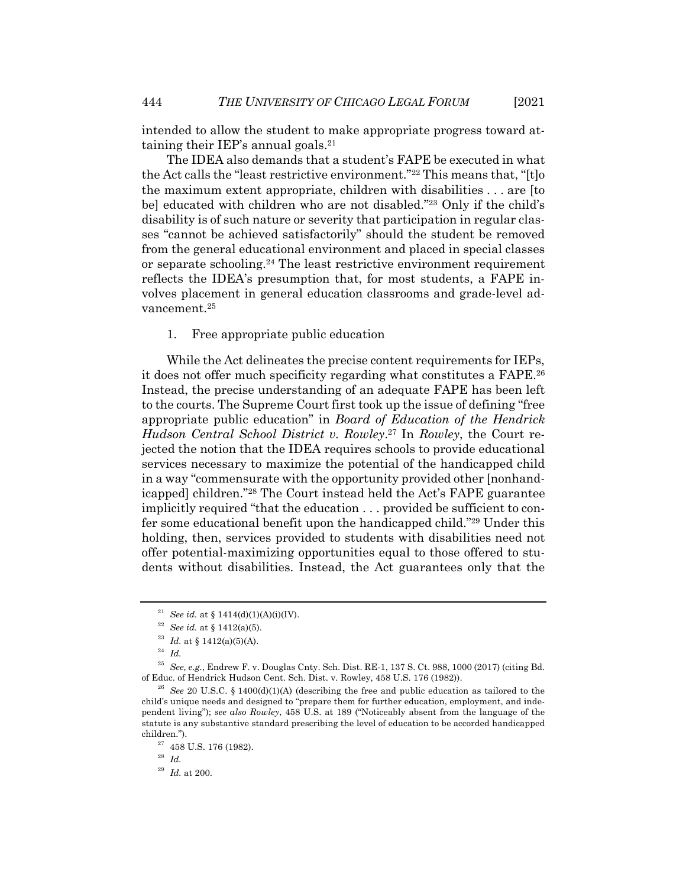intended to allow the student to make appropriate progress toward attaining their IEP's annual goals.[21]

The IDEA also demands that a student's FAPE be executed in what the Act calls the "least restrictive environment."[22] This means that, "[t]o the maximum extent appropriate, children with disabilities . . . are [to be] educated with children who are not disabled."[23] Only if the child's disability is of such nature or severity that participation in regular classes "cannot be achieved satisfactorily" should the student be removed from the general educational environment and placed in special classes or separate schooling.[24] The least restrictive environment requirement reflects the IDEA's presumption that, for most students, a FAPE involves placement in general education classrooms and grade-level advancement.[25]

1. Free appropriate public education

While the Act delineates the precise content requirements for IEPs, it does not offer much specificity regarding what constitutes a FAPE.[26] Instead, the precise understanding of an adequate FAPE has been left to the courts. The Supreme Court first took up the issue of defining "free appropriate public education" in *Board of Education of the Hendrick Hudson Central School District v. Rowley*.[27] In *Rowley*, the Court rejected the notion that the IDEA requires schools to provide educational services necessary to maximize the potential of the handicapped child in a way "commensurate with the opportunity provided other [nonhandicapped] children."[28] The Court instead held the Act's FAPE guarantee implicitly required "that the education . . . provided be sufficient to confer some educational benefit upon the handicapped child."[29] Under this holding, then, services provided to students with disabilities need not offer potential-maximizing opportunities equal to those offered to students without disabilities. Instead, the Act guarantees only that the

---

[21] *See id.* at § 1414(d)(1)(A)(i)(IV).

[22] *See id.* at § 1412(a)(5).

[23] *Id.* at § 1412(a)(5)(A).

[24] *Id.*

[25] *See, e.g.*, Endrew F. v. Douglas Cnty. Sch. Dist. RE-1, 137 S. Ct. 988, 1000 (2017) (citing Bd. of Educ. of Hendrick Hudson Cent. Sch. Dist. v. Rowley, 458 U.S. 176 (1982)).

[26] *See* 20 U.S.C. § 1400(d)(1)(A) (describing the free and public education as tailored to the child's unique needs and designed to "prepare them for further education, employment, and independent living"); *see also Rowley*, 458 U.S. at 189 ("Noticeably absent from the language of the statute is any substantive standard prescribing the level of education to be accorded handicapped children.").

[27] 458 U.S. 176 (1982).

[28] *Id.*

[29] *Id.* at 200.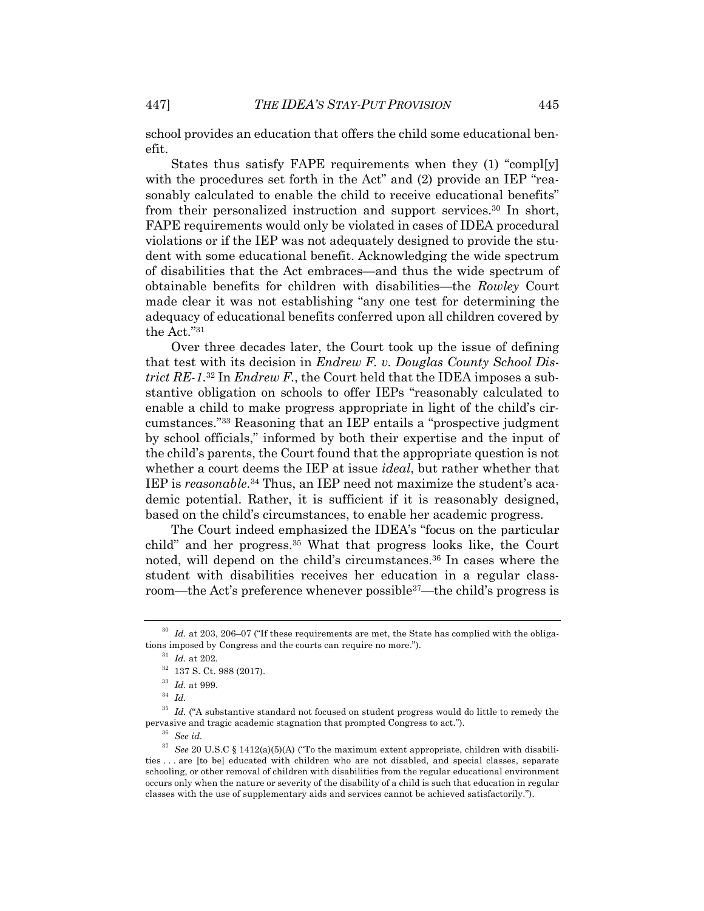school provides an education that offers the child some educational benefit.

States thus satisfy FAPE requirements when they (1) "compl[y] with the procedures set forth in the Act" and (2) provide an IEP "reasonably calculated to enable the child to receive educational benefits" from their personalized instruction and support services.[30] In short, FAPE requirements would only be violated in cases of IDEA procedural violations or if the IEP was not adequately designed to provide the student with some educational benefit. Acknowledging the wide spectrum of disabilities that the Act embraces—and thus the wide spectrum of obtainable benefits for children with disabilities—the *Rowley* Court made clear it was not establishing "any one test for determining the adequacy of educational benefits conferred upon all children covered by the Act."[31]

Over three decades later, the Court took up the issue of defining that test with its decision in *Endrew F. v. Douglas County School District RE-1*.[32] In *Endrew F.*, the Court held that the IDEA imposes a substantive obligation on schools to offer IEPs "reasonably calculated to enable a child to make progress appropriate in light of the child's circumstances."[33] Reasoning that an IEP entails a "prospective judgment by school officials," informed by both their expertise and the input of the child's parents, the Court found that the appropriate question is not whether a court deems the IEP at issue *ideal*, but rather whether that IEP is *reasonable*.[34] Thus, an IEP need not maximize the student's academic potential. Rather, it is sufficient if it is reasonably designed, based on the child's circumstances, to enable her academic progress.

The Court indeed emphasized the IDEA's "focus on the particular child" and her progress.[35] What that progress looks like, the Court noted, will depend on the child's circumstances.[36] In cases where the student with disabilities receives her education in a regular classroom—the Act's preference whenever possible[37]—the child's progress is

---

[30] *Id.* at 203, 206–07 ("If these requirements are met, the State has complied with the obligations imposed by Congress and the courts can require no more.").

[31] *Id.* at 202.

[32] 137 S. Ct. 988 (2017).

[33] *Id.* at 999.

[34] *Id.*

[35] *Id.* ("A substantive standard not focused on student progress would do little to remedy the pervasive and tragic academic stagnation that prompted Congress to act.").

[36] *See id.*

[37] *See* 20 U.S.C § 1412(a)(5)(A) ("To the maximum extent appropriate, children with disabilities . . . are [to be] educated with children who are not disabled, and special classes, separate schooling, or other removal of children with disabilities from the regular educational environment occurs only when the nature or severity of the disability of a child is such that education in regular classes with the use of supplementary aids and services cannot be achieved satisfactorily.").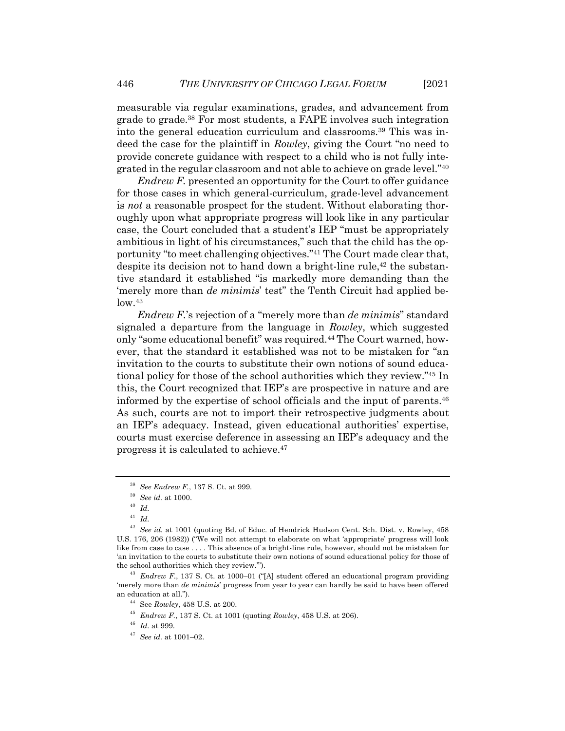measurable via regular examinations, grades, and advancement from grade to grade.[38] For most students, a FAPE involves such integration into the general education curriculum and classrooms.[39] This was indeed the case for the plaintiff in *Rowley*, giving the Court "no need to provide concrete guidance with respect to a child who is not fully integrated in the regular classroom and not able to achieve on grade level."[40]

*Endrew F.* presented an opportunity for the Court to offer guidance for those cases in which general-curriculum, grade-level advancement is *not* a reasonable prospect for the student. Without elaborating thoroughly upon what appropriate progress will look like in any particular case, the Court concluded that a student's IEP "must be appropriately ambitious in light of his circumstances," such that the child has the opportunity "to meet challenging objectives."[41] The Court made clear that, despite its decision not to hand down a bright-line rule,[42] the substantive standard it established "is markedly more demanding than the 'merely more than *de minimis*' test" the Tenth Circuit had applied below.[43]

*Endrew F.*'s rejection of a "merely more than *de minimis*" standard signaled a departure from the language in *Rowley*, which suggested only "some educational benefit" was required.[44] The Court warned, however, that the standard it established was not to be mistaken for "an invitation to the courts to substitute their own notions of sound educational policy for those of the school authorities which they review."[45] In this, the Court recognized that IEP's are prospective in nature and are informed by the expertise of school officials and the input of parents.[46] As such, courts are not to import their retrospective judgments about an IEP's adequacy. Instead, given educational authorities' expertise, courts must exercise deference in assessing an IEP's adequacy and the progress it is calculated to achieve.[47]

---

[38] *See Endrew F.*, 137 S. Ct. at 999.

[39] *See id.* at 1000.

[40] *Id.*

[41] *Id.*

[42] *See id.* at 1001 (quoting Bd. of Educ. of Hendrick Hudson Cent. Sch. Dist. v. Rowley, 458 U.S. 176, 206 (1982)) ("We will not attempt to elaborate on what 'appropriate' progress will look like from case to case . . . . This absence of a bright-line rule, however, should not be mistaken for 'an invitation to the courts to substitute their own notions of sound educational policy for those of the school authorities which they review.'").

[43] *Endrew F.*, 137 S. Ct. at 1000–01 ("[A] student offered an educational program providing 'merely more than *de minimis*' progress from year to year can hardly be said to have been offered an education at all.").

[44] See *Rowley*, 458 U.S. at 200.

[45] *Endrew F.*, 137 S. Ct. at 1001 (quoting *Rowley*, 458 U.S. at 206).

[46] *Id.* at 999.

[47] *See id.* at 1001–02.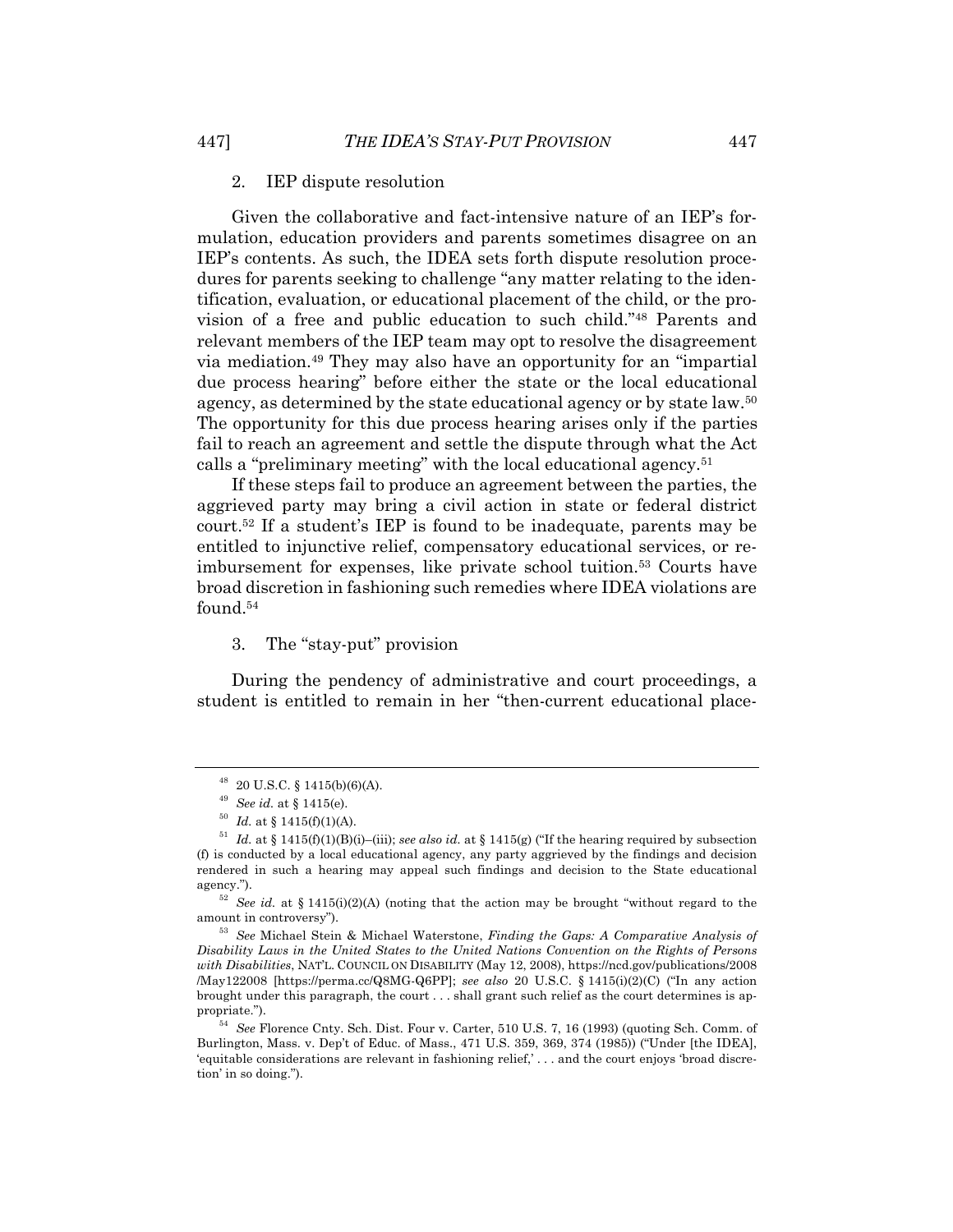### 2. IEP dispute resolution

Given the collaborative and fact-intensive nature of an IEP's formulation, education providers and parents sometimes disagree on an IEP's contents. As such, the IDEA sets forth dispute resolution procedures for parents seeking to challenge "any matter relating to the identification, evaluation, or educational placement of the child, or the provision of a free and public education to such child."[48] Parents and relevant members of the IEP team may opt to resolve the disagreement via mediation.[49] They may also have an opportunity for an "impartial due process hearing" before either the state or the local educational agency, as determined by the state educational agency or by state law.[50] The opportunity for this due process hearing arises only if the parties fail to reach an agreement and settle the dispute through what the Act calls a "preliminary meeting" with the local educational agency.[51]

If these steps fail to produce an agreement between the parties, the aggrieved party may bring a civil action in state or federal district court.[52] If a student's IEP is found to be inadequate, parents may be entitled to injunctive relief, compensatory educational services, or reimbursement for expenses, like private school tuition.[53] Courts have broad discretion in fashioning such remedies where IDEA violations are found.[54]

### 3. The "stay-put" provision

During the pendency of administrative and court proceedings, a student is entitled to remain in her "then-current educational place-

---

[48] 20 U.S.C. § 1415(b)(6)(A).

[49] *See id.* at § 1415(e).

[50] *Id.* at § 1415(f)(1)(A).

[51] *Id.* at § 1415(f)(1)(B)(i)–(iii); *see also id.* at § 1415(g) ("If the hearing required by subsection (f) is conducted by a local educational agency, any party aggrieved by the findings and decision rendered in such a hearing may appeal such findings and decision to the State educational agency.").

[52] *See id.* at § 1415(i)(2)(A) (noting that the action may be brought "without regard to the amount in controversy").

[53] *See* Michael Stein & Michael Waterstone, *Finding the Gaps: A Comparative Analysis of Disability Laws in the United States to the United Nations Convention on the Rights of Persons with Disabilities*, NAT'L. COUNCIL ON DISABILITY (May 12, 2008), https://ncd.gov/publications/2008/May122008 [https://perma.cc/Q8MG-Q6PP]; *see also* 20 U.S.C. § 1415(i)(2)(C) ("In any action brought under this paragraph, the court . . . shall grant such relief as the court determines is appropriate.").

[54] *See* Florence Cnty. Sch. Dist. Four v. Carter, 510 U.S. 7, 16 (1993) (quoting Sch. Comm. of Burlington, Mass. v. Dep't of Educ. of Mass., 471 U.S. 359, 369, 374 (1985)) ("Under [the IDEA], 'equitable considerations are relevant in fashioning relief,' . . . and the court enjoys 'broad discretion' in so doing.").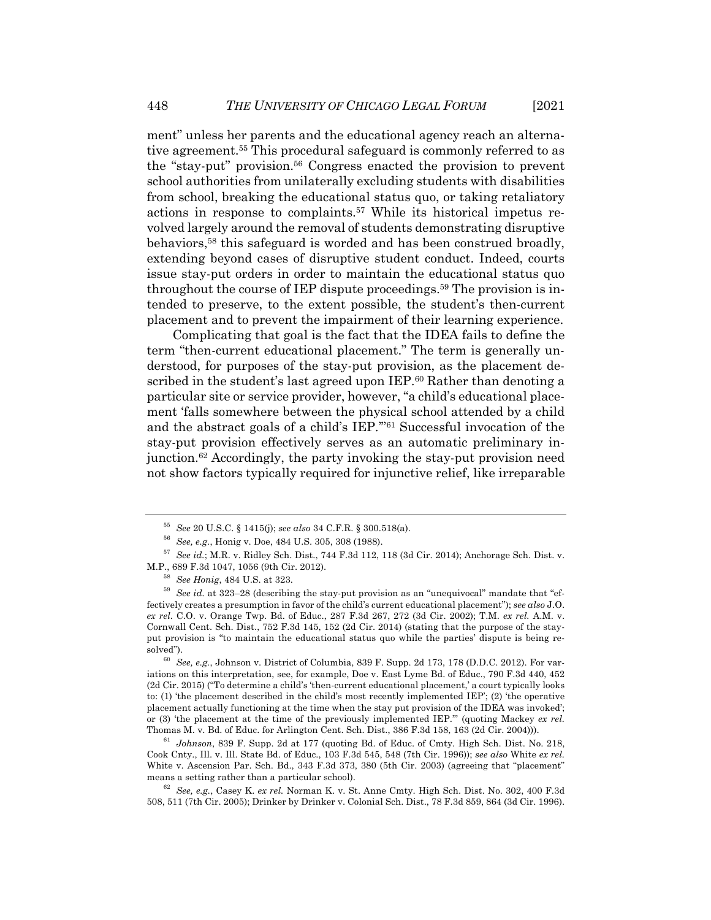ment" unless her parents and the educational agency reach an alternative agreement.[55] This procedural safeguard is commonly referred to as the "stay-put" provision.[56] Congress enacted the provision to prevent school authorities from unilaterally excluding students with disabilities from school, breaking the educational status quo, or taking retaliatory actions in response to complaints.[57] While its historical impetus revolved largely around the removal of students demonstrating disruptive behaviors,[58] this safeguard is worded and has been construed broadly, extending beyond cases of disruptive student conduct. Indeed, courts issue stay-put orders in order to maintain the educational status quo throughout the course of IEP dispute proceedings.[59] The provision is intended to preserve, to the extent possible, the student's then-current placement and to prevent the impairment of their learning experience.

Complicating that goal is the fact that the IDEA fails to define the term "then-current educational placement." The term is generally understood, for purposes of the stay-put provision, as the placement described in the student's last agreed upon IEP.[60] Rather than denoting a particular site or service provider, however, "a child's educational placement 'falls somewhere between the physical school attended by a child and the abstract goals of a child's IEP.'"[61] Successful invocation of the stay-put provision effectively serves as an automatic preliminary injunction.[62] Accordingly, the party invoking the stay-put provision need not show factors typically required for injunctive relief, like irreparable

---

[55] *See* 20 U.S.C. § 1415(j); *see also* 34 C.F.R. § 300.518(a).

[56] *See, e.g.*, Honig v. Doe, 484 U.S. 305, 308 (1988).

[57] *See id.*; M.R. v. Ridley Sch. Dist., 744 F.3d 112, 118 (3d Cir. 2014); Anchorage Sch. Dist. v. M.P., 689 F.3d 1047, 1056 (9th Cir. 2012).

[58] *See Honig*, 484 U.S. at 323.

[59] *See id.* at 323–28 (describing the stay-put provision as an "unequivocal" mandate that "effectively creates a presumption in favor of the child's current educational placement"); *see also* J.O. *ex rel.* C.O. v. Orange Twp. Bd. of Educ., 287 F.3d 267, 272 (3d Cir. 2002); T.M. *ex rel.* A.M. v. Cornwall Cent. Sch. Dist., 752 F.3d 145, 152 (2d Cir. 2014) (stating that the purpose of the stay-put provision is "to maintain the educational status quo while the parties' dispute is being resolved").

[60] *See, e.g.*, Johnson v. District of Columbia, 839 F. Supp. 2d 173, 178 (D.D.C. 2012). For variations on this interpretation, see, for example, Doe v. East Lyme Bd. of Educ., 790 F.3d 440, 452 (2d Cir. 2015) ("To determine a child's 'then-current educational placement,' a court typically looks to: (1) 'the placement described in the child's most recently implemented IEP'; (2) 'the operative placement actually functioning at the time when the stay put provision of the IDEA was invoked'; or (3) 'the placement at the time of the previously implemented IEP.'" (quoting Mackey *ex rel.* Thomas M. v. Bd. of Educ. for Arlington Cent. Sch. Dist., 386 F.3d 158, 163 (2d Cir. 2004))).

[61] *Johnson*, 839 F. Supp. 2d at 177 (quoting Bd. of Educ. of Cmty. High Sch. Dist. No. 218, Cook Cnty., Ill. v. Ill. State Bd. of Educ., 103 F.3d 545, 548 (7th Cir. 1996)); *see also* White *ex rel.* White v. Ascension Par. Sch. Bd., 343 F.3d 373, 380 (5th Cir. 2003) (agreeing that "placement" means a setting rather than a particular school).

[62] *See, e.g.*, Casey K. *ex rel.* Norman K. v. St. Anne Cmty. High Sch. Dist. No. 302, 400 F.3d 508, 511 (7th Cir. 2005); Drinker by Drinker v. Colonial Sch. Dist., 78 F.3d 859, 864 (3d Cir. 1996).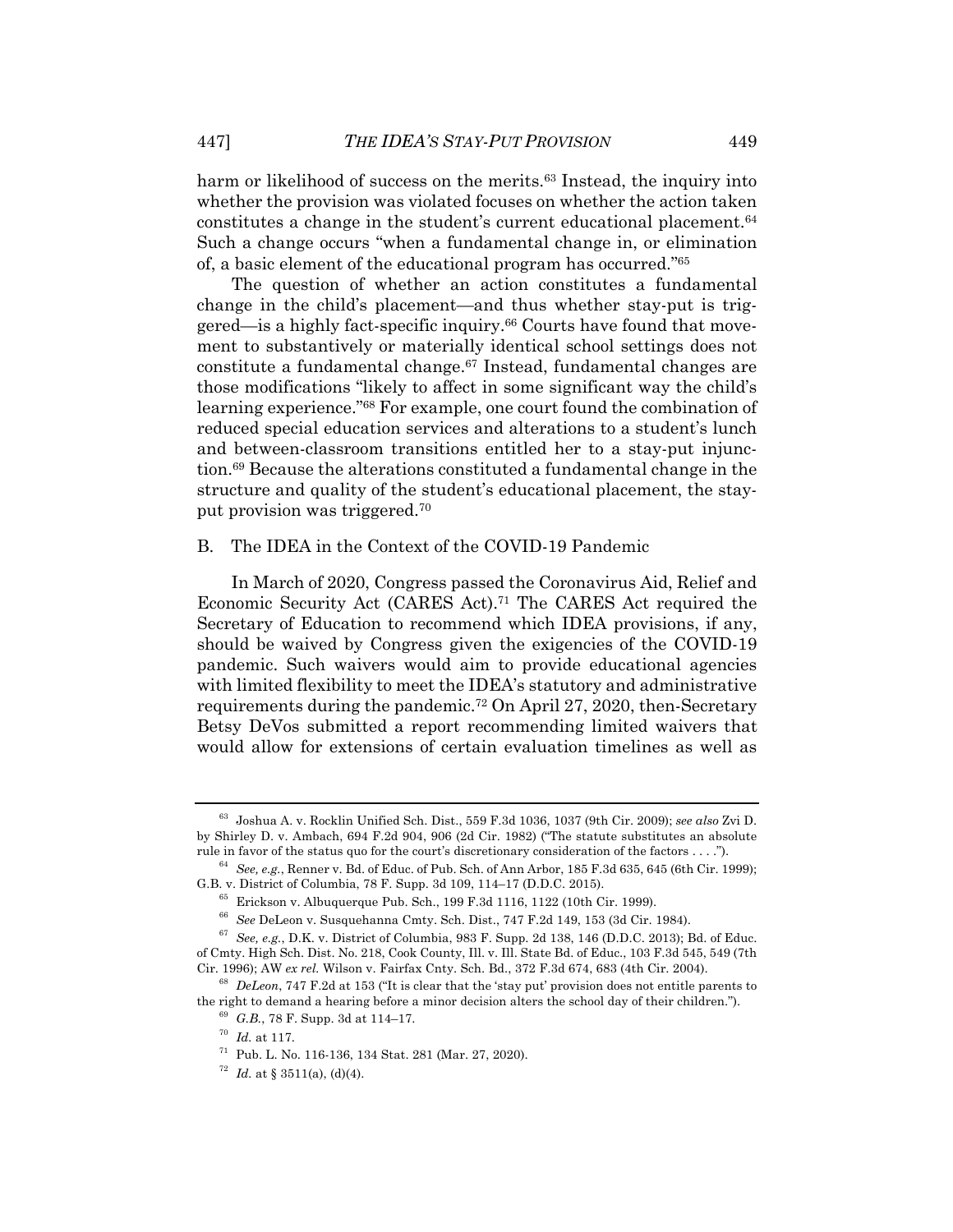harm or likelihood of success on the merits.[63] Instead, the inquiry into whether the provision was violated focuses on whether the action taken constitutes a change in the student's current educational placement.[64] Such a change occurs "when a fundamental change in, or elimination of, a basic element of the educational program has occurred."[65]

The question of whether an action constitutes a fundamental change in the child's placement—and thus whether stay-put is triggered—is a highly fact-specific inquiry.[66] Courts have found that movement to substantively or materially identical school settings does not constitute a fundamental change.[67] Instead, fundamental changes are those modifications "likely to affect in some significant way the child's learning experience."[68] For example, one court found the combination of reduced special education services and alterations to a student's lunch and between-classroom transitions entitled her to a stay-put injunction.[69] Because the alterations constituted a fundamental change in the structure and quality of the student's educational placement, the stay-put provision was triggered.[70]

### B. The IDEA in the Context of the COVID-19 Pandemic

In March of 2020, Congress passed the Coronavirus Aid, Relief and Economic Security Act (CARES Act).[71] The CARES Act required the Secretary of Education to recommend which IDEA provisions, if any, should be waived by Congress given the exigencies of the COVID-19 pandemic. Such waivers would aim to provide educational agencies with limited flexibility to meet the IDEA's statutory and administrative requirements during the pandemic.[72] On April 27, 2020, then-Secretary Betsy DeVos submitted a report recommending limited waivers that would allow for extensions of certain evaluation timelines as well as

---

[63] Joshua A. v. Rocklin Unified Sch. Dist., 559 F.3d 1036, 1037 (9th Cir. 2009); *see also* Zvi D. by Shirley D. v. Ambach, 694 F.2d 904, 906 (2d Cir. 1982) ("The statute substitutes an absolute rule in favor of the status quo for the court's discretionary consideration of the factors . . . .").

[64] *See, e.g.*, Renner v. Bd. of Educ. of Pub. Sch. of Ann Arbor, 185 F.3d 635, 645 (6th Cir. 1999); G.B. v. District of Columbia, 78 F. Supp. 3d 109, 114–17 (D.D.C. 2015).

[65] Erickson v. Albuquerque Pub. Sch., 199 F.3d 1116, 1122 (10th Cir. 1999).

[66] *See* DeLeon v. Susquehanna Cmty. Sch. Dist., 747 F.2d 149, 153 (3d Cir. 1984).

[67] *See, e.g.*, D.K. v. District of Columbia, 983 F. Supp. 2d 138, 146 (D.D.C. 2013); Bd. of Educ. of Cmty. High Sch. Dist. No. 218, Cook County, Ill. v. Ill. State Bd. of Educ., 103 F.3d 545, 549 (7th Cir. 1996); AW *ex rel.* Wilson v. Fairfax Cnty. Sch. Bd., 372 F.3d 674, 683 (4th Cir. 2004).

[68] *DeLeon*, 747 F.2d at 153 ("It is clear that the 'stay put' provision does not entitle parents to the right to demand a hearing before a minor decision alters the school day of their children.").

[69] *G.B.*, 78 F. Supp. 3d at 114–17.

[70] *Id.* at 117.

[71] Pub. L. No. 116-136, 134 Stat. 281 (Mar. 27, 2020).

[72] *Id.* at § 3511(a), (d)(4).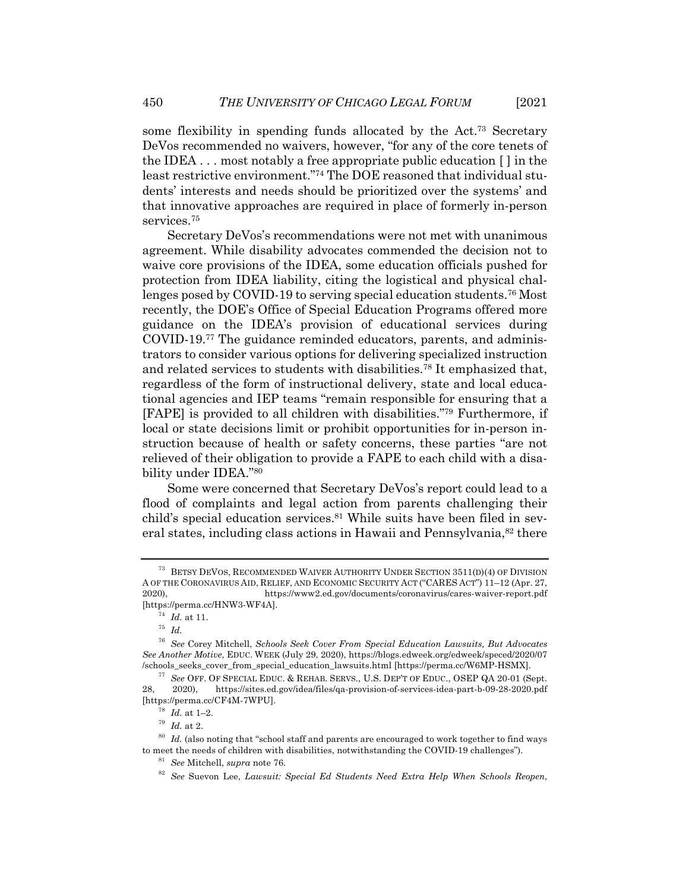some flexibility in spending funds allocated by the Act.[73] Secretary DeVos recommended no waivers, however, "for any of the core tenets of the IDEA . . . most notably a free appropriate public education [ ] in the least restrictive environment."[74] The DOE reasoned that individual students' interests and needs should be prioritized over the systems' and that innovative approaches are required in place of formerly in-person services.[75]

Secretary DeVos's recommendations were not met with unanimous agreement. While disability advocates commended the decision not to waive core provisions of the IDEA, some education officials pushed for protection from IDEA liability, citing the logistical and physical challenges posed by COVID-19 to serving special education students.[76] Most recently, the DOE's Office of Special Education Programs offered more guidance on the IDEA's provision of educational services during COVID-19.[77] The guidance reminded educators, parents, and administrators to consider various options for delivering specialized instruction and related services to students with disabilities.[78] It emphasized that, regardless of the form of instructional delivery, state and local educational agencies and IEP teams "remain responsible for ensuring that a [FAPE] is provided to all children with disabilities."[79] Furthermore, if local or state decisions limit or prohibit opportunities for in-person instruction because of health or safety concerns, these parties "are not relieved of their obligation to provide a FAPE to each child with a disability under IDEA."[80]

Some were concerned that Secretary DeVos's report could lead to a flood of complaints and legal action from parents challenging their child's special education services.[81] While suits have been filed in several states, including class actions in Hawaii and Pennsylvania,[82] there

---

[73] BETSY DEVOS, RECOMMENDED WAIVER AUTHORITY UNDER SECTION 3511(D)(4) OF DIVISION A OF THE CORONAVIRUS AID, RELIEF, AND ECONOMIC SECURITY ACT ("CARES ACT") 11–12 (Apr. 27, 2020), https://www2.ed.gov/documents/coronavirus/cares-waiver-report.pdf [https://perma.cc/HNW3-WF4A].

[74] *Id.* at 11.

[75] *Id.*

[76] *See* Corey Mitchell, *Schools Seek Cover From Special Education Lawsuits, But Advocates See Another Motive*, EDUC. WEEK (July 29, 2020), https://blogs.edweek.org/edweek/speced/2020/07/schools_seeks_cover_from_special_education_lawsuits.html [https://perma.cc/W6MP-HSMX].

[77] *See* OFF. OF SPECIAL EDUC. & REHAB. SERVS., U.S. DEP'T OF EDUC., OSEP QA 20-01 (Sept. 28, 2020), https://sites.ed.gov/idea/files/qa-provision-of-services-idea-part-b-09-28-2020.pdf [https://perma.cc/CF4M-7WPU].

[78] *Id.* at 1–2.

[79] *Id.* at 2.

[80] *Id.* (also noting that "school staff and parents are encouraged to work together to find ways to meet the needs of children with disabilities, notwithstanding the COVID-19 challenges").

[81] *See* Mitchell, *supra* note 76.

[82] *See* Suevon Lee, *Lawsuit: Special Ed Students Need Extra Help When Schools Reopen*,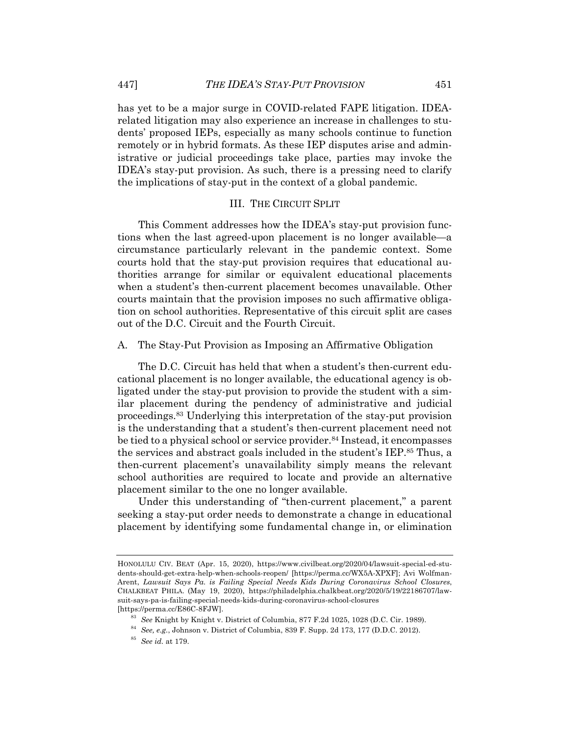has yet to be a major surge in COVID-related FAPE litigation. IDEA-related litigation may also experience an increase in challenges to students' proposed IEPs, especially as many schools continue to function remotely or in hybrid formats. As these IEP disputes arise and administrative or judicial proceedings take place, parties may invoke the IDEA's stay-put provision. As such, there is a pressing need to clarify the implications of stay-put in the context of a global pandemic.

## III. THE CIRCUIT SPLIT

This Comment addresses how the IDEA's stay-put provision functions when the last agreed-upon placement is no longer available—a circumstance particularly relevant in the pandemic context. Some courts hold that the stay-put provision requires that educational authorities arrange for similar or equivalent educational placements when a student's then-current placement becomes unavailable. Other courts maintain that the provision imposes no such affirmative obligation on school authorities. Representative of this circuit split are cases out of the D.C. Circuit and the Fourth Circuit.

### A. The Stay-Put Provision as Imposing an Affirmative Obligation

The D.C. Circuit has held that when a student's then-current educational placement is no longer available, the educational agency is obligated under the stay-put provision to provide the student with a similar placement during the pendency of administrative and judicial proceedings.[83] Underlying this interpretation of the stay-put provision is the understanding that a student's then-current placement need not be tied to a physical school or service provider.[84] Instead, it encompasses the services and abstract goals included in the student's IEP.[85] Thus, a then-current placement's unavailability simply means the relevant school authorities are required to locate and provide an alternative placement similar to the one no longer available.

Under this understanding of "then-current placement," a parent seeking a stay-put order needs to demonstrate a change in educational placement by identifying some fundamental change in, or elimination

---

HONOLULU CIV. BEAT (Apr. 15, 2020), https://www.civilbeat.org/2020/04/lawsuit-special-ed-students-should-get-extra-help-when-schools-reopen/ [https://perma.cc/WX5A-XPXF]; Avi Wolfman-Arent, *Lawsuit Says Pa. is Failing Special Needs Kids During Coronavirus School Closures*, CHALKBEAT PHILA. (May 19, 2020), https://philadelphia.chalkbeat.org/2020/5/19/22186707/lawsuit-says-pa-is-failing-special-needs-kids-during-coronavirus-school-closures [https://perma.cc/E86C-8FJW].

[83] *See* Knight by Knight v. District of Columbia, 877 F.2d 1025, 1028 (D.C. Cir. 1989).

[84] *See, e.g.*, Johnson v. District of Columbia, 839 F. Supp. 2d 173, 177 (D.D.C. 2012).

[85] *See id.* at 179.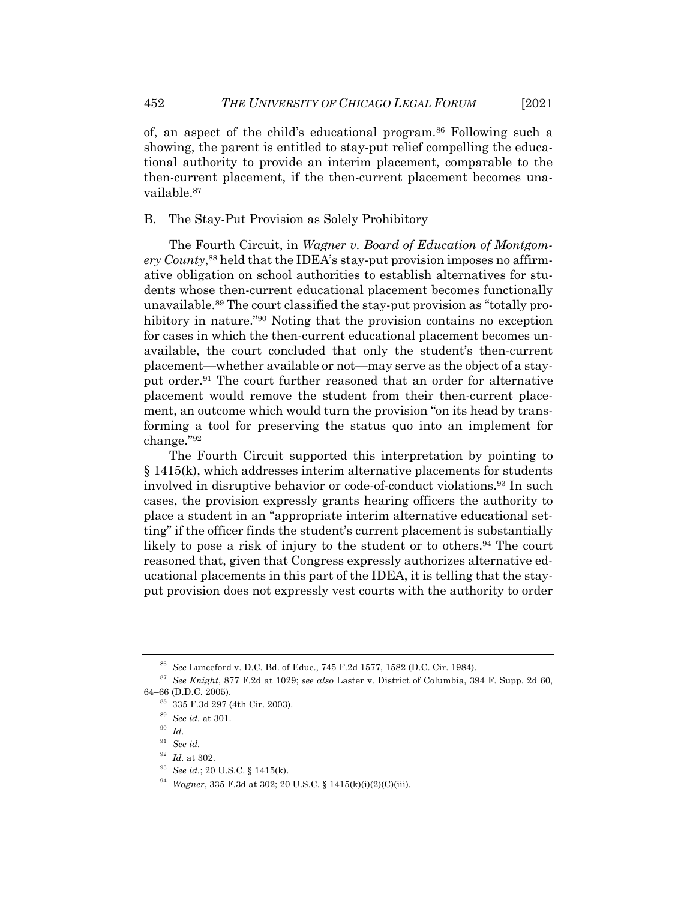of, an aspect of the child's educational program.[86] Following such a showing, the parent is entitled to stay-put relief compelling the educational authority to provide an interim placement, comparable to the then-current placement, if the then-current placement becomes unavailable.[87]

### B. The Stay-Put Provision as Solely Prohibitory

The Fourth Circuit, in *Wagner v. Board of Education of Montgomery County*,[88] held that the IDEA's stay-put provision imposes no affirmative obligation on school authorities to establish alternatives for students whose then-current educational placement becomes functionally unavailable.[89] The court classified the stay-put provision as "totally prohibitory in nature."[90] Noting that the provision contains no exception for cases in which the then-current educational placement becomes unavailable, the court concluded that only the student's then-current placement—whether available or not—may serve as the object of a stay-put order.[91] The court further reasoned that an order for alternative placement would remove the student from their then-current placement, an outcome which would turn the provision "on its head by transforming a tool for preserving the status quo into an implement for change."[92]

The Fourth Circuit supported this interpretation by pointing to § 1415(k), which addresses interim alternative placements for students involved in disruptive behavior or code-of-conduct violations.[93] In such cases, the provision expressly grants hearing officers the authority to place a student in an "appropriate interim alternative educational setting" if the officer finds the student's current placement is substantially likely to pose a risk of injury to the student or to others.[94] The court reasoned that, given that Congress expressly authorizes alternative educational placements in this part of the IDEA, it is telling that the stay-put provision does not expressly vest courts with the authority to order

---

[86] *See* Lunceford v. D.C. Bd. of Educ., 745 F.2d 1577, 1582 (D.C. Cir. 1984).

[87] *See Knight*, 877 F.2d at 1029; *see also* Laster v. District of Columbia, 394 F. Supp. 2d 60, 64–66 (D.D.C. 2005).

[88] 335 F.3d 297 (4th Cir. 2003).

[89] *See id.* at 301.

[90] *Id.*

[91] *See id.*

[92] *Id.* at 302.

[93] *See id.*; 20 U.S.C. § 1415(k).

[94] *Wagner*, 335 F.3d at 302; 20 U.S.C. § 1415(k)(i)(2)(C)(iii).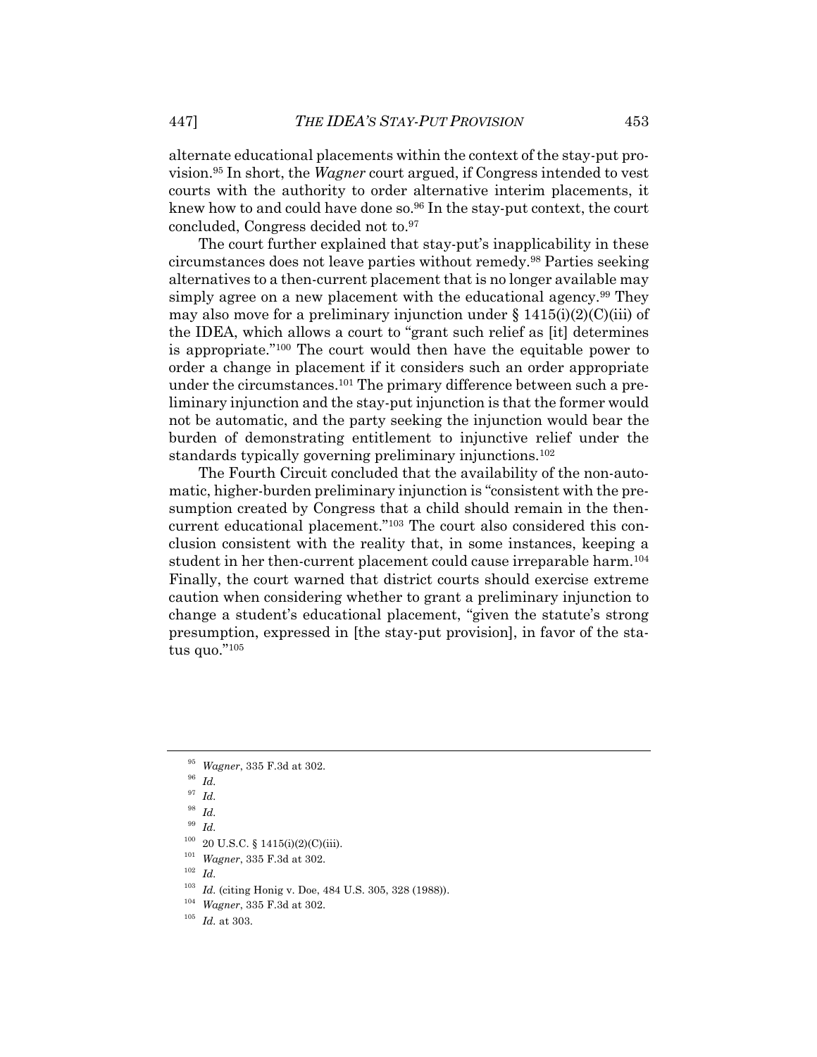alternate educational placements within the context of the stay-put provision.[95] In short, the *Wagner* court argued, if Congress intended to vest courts with the authority to order alternative interim placements, it knew how to and could have done so.[96] In the stay-put context, the court concluded, Congress decided not to.[97]

The court further explained that stay-put's inapplicability in these circumstances does not leave parties without remedy.[98] Parties seeking alternatives to a then-current placement that is no longer available may simply agree on a new placement with the educational agency.[99] They may also move for a preliminary injunction under § 1415(i)(2)(C)(iii) of the IDEA, which allows a court to "grant such relief as [it] determines is appropriate."[100] The court would then have the equitable power to order a change in placement if it considers such an order appropriate under the circumstances.[101] The primary difference between such a preliminary injunction and the stay-put injunction is that the former would not be automatic, and the party seeking the injunction would bear the burden of demonstrating entitlement to injunctive relief under the standards typically governing preliminary injunctions.[102]

The Fourth Circuit concluded that the availability of the non-automatic, higher-burden preliminary injunction is "consistent with the presumption created by Congress that a child should remain in the then-current educational placement."[103] The court also considered this conclusion consistent with the reality that, in some instances, keeping a student in her then-current placement could cause irreparable harm.[104] Finally, the court warned that district courts should exercise extreme caution when considering whether to grant a preliminary injunction to change a student's educational placement, "given the statute's strong presumption, expressed in [the stay-put provision], in favor of the status quo."[105]

---

[95] *Wagner*, 335 F.3d at 302.

[96] *Id.*

[97] *Id.*

[98] *Id.*

[99] *Id.*

[100] 20 U.S.C. § 1415(i)(2)(C)(iii).

[101] *Wagner*, 335 F.3d at 302.

[102] *Id.*

[103] *Id.* (citing Honig v. Doe, 484 U.S. 305, 328 (1988)).

[104] *Wagner*, 335 F.3d at 302.

[105] *Id.* at 303.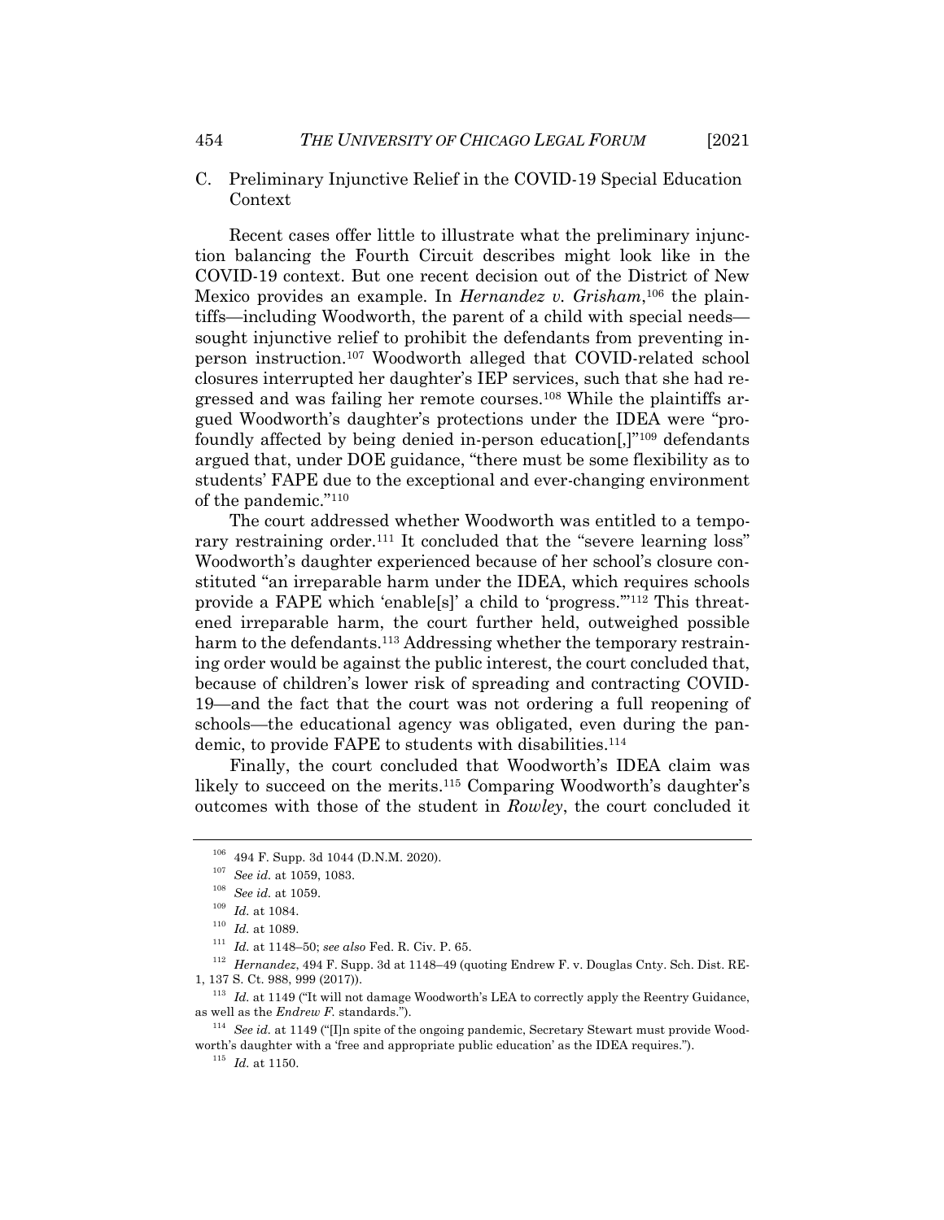### C. Preliminary Injunctive Relief in the COVID-19 Special Education Context

Recent cases offer little to illustrate what the preliminary injunction balancing the Fourth Circuit describes might look like in the COVID-19 context. But one recent decision out of the District of New Mexico provides an example. In *Hernandez v. Grisham*,[106] the plaintiffs—including Woodworth, the parent of a child with special needs—sought injunctive relief to prohibit the defendants from preventing in-person instruction.[107] Woodworth alleged that COVID-related school closures interrupted her daughter's IEP services, such that she had regressed and was failing her remote courses.[108] While the plaintiffs argued Woodworth's daughter's protections under the IDEA were "profoundly affected by being denied in-person education[,]"[109] defendants argued that, under DOE guidance, "there must be some flexibility as to students' FAPE due to the exceptional and ever-changing environment of the pandemic."[110]

The court addressed whether Woodworth was entitled to a temporary restraining order.[111] It concluded that the "severe learning loss" Woodworth's daughter experienced because of her school's closure constituted "an irreparable harm under the IDEA, which requires schools provide a FAPE which 'enable[s]' a child to 'progress.'"[112] This threatened irreparable harm, the court further held, outweighed possible harm to the defendants.[113] Addressing whether the temporary restraining order would be against the public interest, the court concluded that, because of children's lower risk of spreading and contracting COVID-19—and the fact that the court was not ordering a full reopening of schools—the educational agency was obligated, even during the pandemic, to provide FAPE to students with disabilities.[114]

Finally, the court concluded that Woodworth's IDEA claim was likely to succeed on the merits.[115] Comparing Woodworth's daughter's outcomes with those of the student in *Rowley*, the court concluded it

---

[106] 494 F. Supp. 3d 1044 (D.N.M. 2020).

[107] *See id.* at 1059, 1083.

[108] *See id.* at 1059.

[109] *Id.* at 1084.

[110] *Id.* at 1089.

[111] *Id.* at 1148–50; *see also* Fed. R. Civ. P. 65.

[112] *Hernandez*, 494 F. Supp. 3d at 1148–49 (quoting Endrew F. v. Douglas Cnty. Sch. Dist. RE-1, 137 S. Ct. 988, 999 (2017)).

[113] *Id.* at 1149 ("It will not damage Woodworth's LEA to correctly apply the Reentry Guidance, as well as the *Endrew F.* standards.").

[114] *See id.* at 1149 ("[I]n spite of the ongoing pandemic, Secretary Stewart must provide Woodworth's daughter with a 'free and appropriate public education' as the IDEA requires.").

[115] *Id.* at 1150.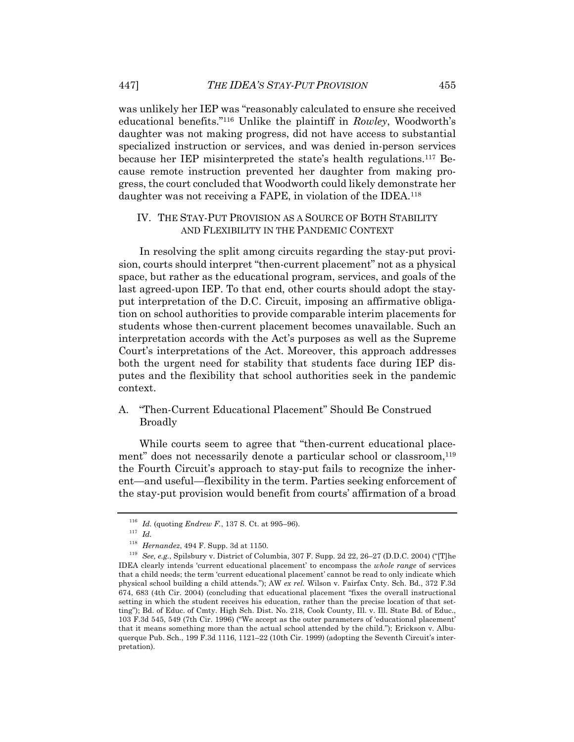was unlikely her IEP was "reasonably calculated to ensure she received educational benefits."[116] Unlike the plaintiff in *Rowley*, Woodworth's daughter was not making progress, did not have access to substantial specialized instruction or services, and was denied in-person services because her IEP misinterpreted the state's health regulations.[117] Because remote instruction prevented her daughter from making progress, the court concluded that Woodworth could likely demonstrate her daughter was not receiving a FAPE, in violation of the IDEA.[118]

## IV. THE STAY-PUT PROVISION AS A SOURCE OF BOTH STABILITY AND FLEXIBILITY IN THE PANDEMIC CONTEXT

In resolving the split among circuits regarding the stay-put provision, courts should interpret "then-current placement" not as a physical space, but rather as the educational program, services, and goals of the last agreed-upon IEP. To that end, other courts should adopt the stay-put interpretation of the D.C. Circuit, imposing an affirmative obligation on school authorities to provide comparable interim placements for students whose then-current placement becomes unavailable. Such an interpretation accords with the Act's purposes as well as the Supreme Court's interpretations of the Act. Moreover, this approach addresses both the urgent need for stability that students face during IEP disputes and the flexibility that school authorities seek in the pandemic context.

### A. "Then-Current Educational Placement" Should Be Construed Broadly

While courts seem to agree that "then-current educational placement" does not necessarily denote a particular school or classroom,[119] the Fourth Circuit's approach to stay-put fails to recognize the inherent—and useful—flexibility in the term. Parties seeking enforcement of the stay-put provision would benefit from courts' affirmation of a broad

---

[116] *Id.* (quoting *Endrew F.*, 137 S. Ct. at 995–96).

[117] *Id.*

[118] *Hernandez*, 494 F. Supp. 3d at 1150.

[119] *See, e.g.*, Spilsbury v. District of Columbia, 307 F. Supp. 2d 22, 26–27 (D.D.C. 2004) ("[T]he IDEA clearly intends 'current educational placement' to encompass the *whole range* of services that a child needs; the term 'current educational placement' cannot be read to only indicate which physical school building a child attends."); AW *ex rel.* Wilson v. Fairfax Cnty. Sch. Bd., 372 F.3d 674, 683 (4th Cir. 2004) (concluding that educational placement "fixes the overall instructional setting in which the student receives his education, rather than the precise location of that setting"); Bd. of Educ. of Cmty. High Sch. Dist. No. 218, Cook County, Ill. v. Ill. State Bd. of Educ., 103 F.3d 545, 549 (7th Cir. 1996) ("We accept as the outer parameters of 'educational placement' that it means something more than the actual school attended by the child."); Erickson v. Albuquerque Pub. Sch., 199 F.3d 1116, 1121–22 (10th Cir. 1999) (adopting the Seventh Circuit's interpretation).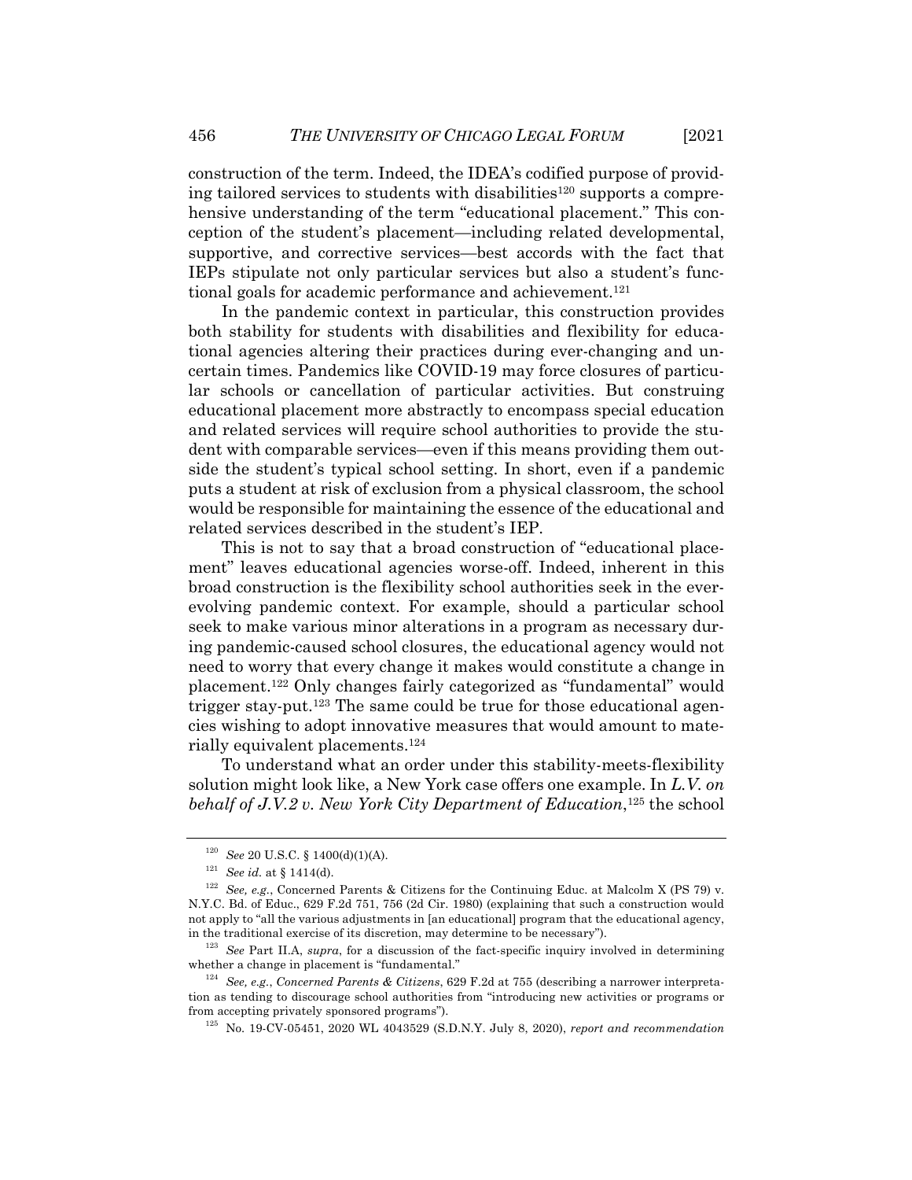construction of the term. Indeed, the IDEA's codified purpose of providing tailored services to students with disabilities[120] supports a comprehensive understanding of the term "educational placement." This conception of the student's placement—including related developmental, supportive, and corrective services—best accords with the fact that IEPs stipulate not only particular services but also a student's functional goals for academic performance and achievement.[121]

In the pandemic context in particular, this construction provides both stability for students with disabilities and flexibility for educational agencies altering their practices during ever-changing and uncertain times. Pandemics like COVID-19 may force closures of particular schools or cancellation of particular activities. But construing educational placement more abstractly to encompass special education and related services will require school authorities to provide the student with comparable services—even if this means providing them outside the student's typical school setting. In short, even if a pandemic puts a student at risk of exclusion from a physical classroom, the school would be responsible for maintaining the essence of the educational and related services described in the student's IEP.

This is not to say that a broad construction of "educational placement" leaves educational agencies worse-off. Indeed, inherent in this broad construction is the flexibility school authorities seek in the ever-evolving pandemic context. For example, should a particular school seek to make various minor alterations in a program as necessary during pandemic-caused school closures, the educational agency would not need to worry that every change it makes would constitute a change in placement.[122] Only changes fairly categorized as "fundamental" would trigger stay-put.[123] The same could be true for those educational agencies wishing to adopt innovative measures that would amount to materially equivalent placements.[124]

To understand what an order under this stability-meets-flexibility solution might look like, a New York case offers one example. In *L.V. on behalf of J.V.2 v. New York City Department of Education*,[125] the school

---

[120] *See* 20 U.S.C. § 1400(d)(1)(A).

[121] *See id.* at § 1414(d).

[122] *See, e.g.*, Concerned Parents & Citizens for the Continuing Educ. at Malcolm X (PS 79) v. N.Y.C. Bd. of Educ., 629 F.2d 751, 756 (2d Cir. 1980) (explaining that such a construction would not apply to "all the various adjustments in [an educational] program that the educational agency, in the traditional exercise of its discretion, may determine to be necessary").

[123] *See* Part II.A, *supra*, for a discussion of the fact-specific inquiry involved in determining whether a change in placement is "fundamental."

[124] *See, e.g.*, *Concerned Parents & Citizens*, 629 F.2d at 755 (describing a narrower interpretation as tending to discourage school authorities from "introducing new activities or programs or from accepting privately sponsored programs").

[125] No. 19-CV-05451, 2020 WL 4043529 (S.D.N.Y. July 8, 2020), *report and recommendation*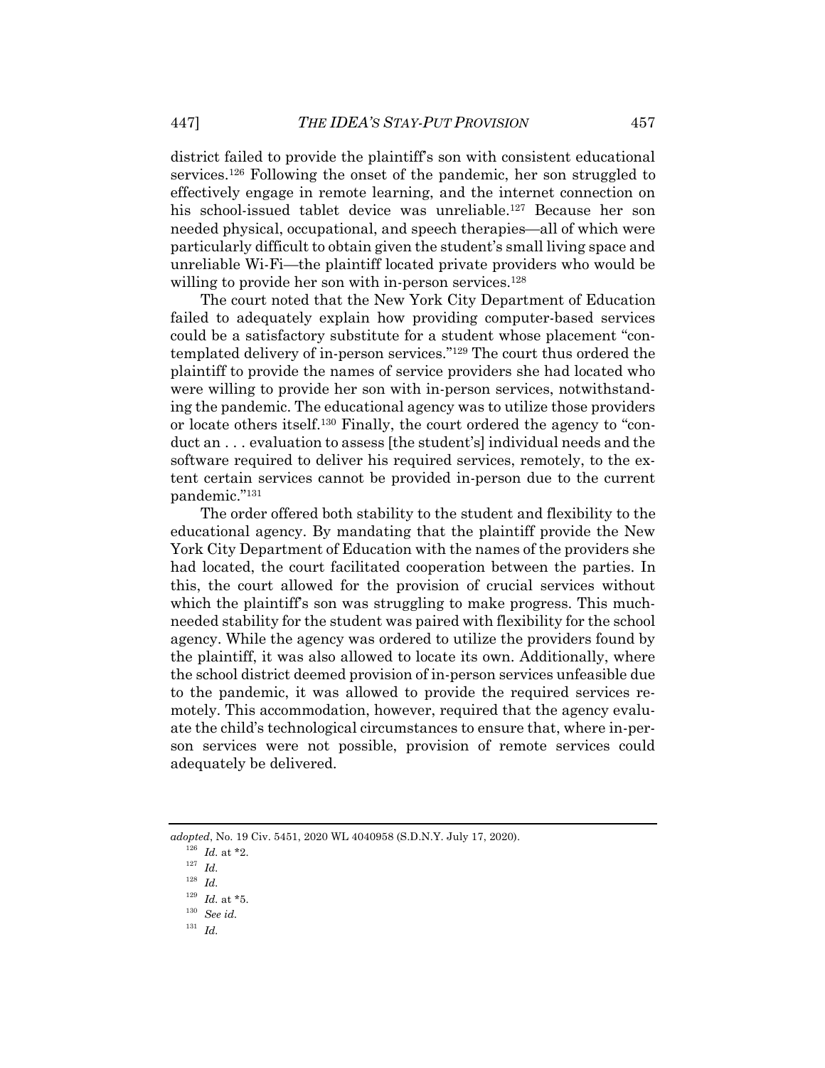district failed to provide the plaintiff's son with consistent educational services.[126] Following the onset of the pandemic, her son struggled to effectively engage in remote learning, and the internet connection on his school-issued tablet device was unreliable.[127] Because her son needed physical, occupational, and speech therapies—all of which were particularly difficult to obtain given the student's small living space and unreliable Wi-Fi—the plaintiff located private providers who would be willing to provide her son with in-person services.[128]

The court noted that the New York City Department of Education failed to adequately explain how providing computer-based services could be a satisfactory substitute for a student whose placement "contemplated delivery of in-person services."[129] The court thus ordered the plaintiff to provide the names of service providers she had located who were willing to provide her son with in-person services, notwithstanding the pandemic. The educational agency was to utilize those providers or locate others itself.[130] Finally, the court ordered the agency to "conduct an . . . evaluation to assess [the student's] individual needs and the software required to deliver his required services, remotely, to the extent certain services cannot be provided in-person due to the current pandemic."[131]

The order offered both stability to the student and flexibility to the educational agency. By mandating that the plaintiff provide the New York City Department of Education with the names of the providers she had located, the court facilitated cooperation between the parties. In this, the court allowed for the provision of crucial services without which the plaintiff's son was struggling to make progress. This much-needed stability for the student was paired with flexibility for the school agency. While the agency was ordered to utilize the providers found by the plaintiff, it was also allowed to locate its own. Additionally, where the school district deemed provision of in-person services unfeasible due to the pandemic, it was allowed to provide the required services remotely. This accommodation, however, required that the agency evaluate the child's technological circumstances to ensure that, where in-person services were not possible, provision of remote services could adequately be delivered.

---

*adopted*, No. 19 Civ. 5451, 2020 WL 4040958 (S.D.N.Y. July 17, 2020).

[126] *Id.* at *2.

[127] *Id.*

[128] *Id.*

[129] *Id.* at *5.

[130] *See id.*

[131] *Id.*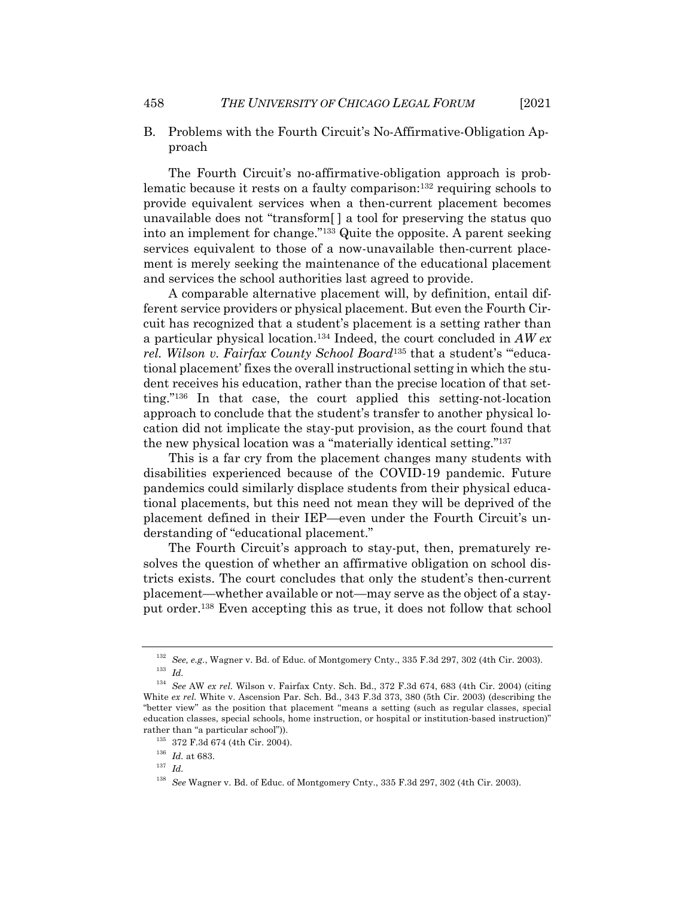### B. Problems with the Fourth Circuit's No-Affirmative-Obligation Approach

The Fourth Circuit's no-affirmative-obligation approach is problematic because it rests on a faulty comparison:[132] requiring schools to provide equivalent services when a then-current placement becomes unavailable does not "transform[ ] a tool for preserving the status quo into an implement for change."[133] Quite the opposite. A parent seeking services equivalent to those of a now-unavailable then-current placement is merely seeking the maintenance of the educational placement and services the school authorities last agreed to provide.

A comparable alternative placement will, by definition, entail different service providers or physical placement. But even the Fourth Circuit has recognized that a student's placement is a setting rather than a particular physical location.[134] Indeed, the court concluded in *AW ex rel. Wilson v. Fairfax County School Board*[135] that a student's "'educational placement' fixes the overall instructional setting in which the student receives his education, rather than the precise location of that setting."[136] In that case, the court applied this setting-not-location approach to conclude that the student's transfer to another physical location did not implicate the stay-put provision, as the court found that the new physical location was a "materially identical setting."[137]

This is a far cry from the placement changes many students with disabilities experienced because of the COVID-19 pandemic. Future pandemics could similarly displace students from their physical educational placements, but this need not mean they will be deprived of the placement defined in their IEP—even under the Fourth Circuit's understanding of "educational placement."

The Fourth Circuit's approach to stay-put, then, prematurely resolves the question of whether an affirmative obligation on school districts exists. The court concludes that only the student's then-current placement—whether available or not—may serve as the object of a stay-put order.[138] Even accepting this as true, it does not follow that school

---

[132] *See, e.g.*, Wagner v. Bd. of Educ. of Montgomery Cnty., 335 F.3d 297, 302 (4th Cir. 2003).

[133] *Id.*

[134] *See* AW *ex rel.* Wilson v. Fairfax Cnty. Sch. Bd., 372 F.3d 674, 683 (4th Cir. 2004) (citing White *ex rel.* White v. Ascension Par. Sch. Bd., 343 F.3d 373, 380 (5th Cir. 2003) (describing the "better view" as the position that placement "means a setting (such as regular classes, special education classes, special schools, home instruction, or hospital or institution-based instruction)" rather than "a particular school")).

[135] 372 F.3d 674 (4th Cir. 2004).

[136] *Id.* at 683.

[137] *Id.*

[138] *See* Wagner v. Bd. of Educ. of Montgomery Cnty., 335 F.3d 297, 302 (4th Cir. 2003).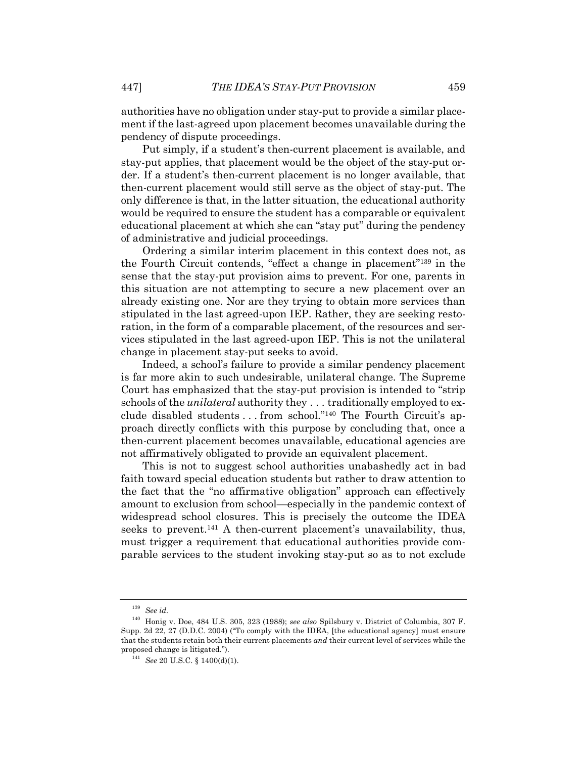authorities have no obligation under stay-put to provide a similar placement if the last-agreed upon placement becomes unavailable during the pendency of dispute proceedings.

Put simply, if a student's then-current placement is available, and stay-put applies, that placement would be the object of the stay-put order. If a student's then-current placement is no longer available, that then-current placement would still serve as the object of stay-put. The only difference is that, in the latter situation, the educational authority would be required to ensure the student has a comparable or equivalent educational placement at which she can "stay put" during the pendency of administrative and judicial proceedings.

Ordering a similar interim placement in this context does not, as the Fourth Circuit contends, "effect a change in placement"[139] in the sense that the stay-put provision aims to prevent. For one, parents in this situation are not attempting to secure a new placement over an already existing one. Nor are they trying to obtain more services than stipulated in the last agreed-upon IEP. Rather, they are seeking restoration, in the form of a comparable placement, of the resources and services stipulated in the last agreed-upon IEP. This is not the unilateral change in placement stay-put seeks to avoid.

Indeed, a school's failure to provide a similar pendency placement is far more akin to such undesirable, unilateral change. The Supreme Court has emphasized that the stay-put provision is intended to "strip schools of the *unilateral* authority they . . . traditionally employed to exclude disabled students . . . from school."[140] The Fourth Circuit's approach directly conflicts with this purpose by concluding that, once a then-current placement becomes unavailable, educational agencies are not affirmatively obligated to provide an equivalent placement.

This is not to suggest school authorities unabashedly act in bad faith toward special education students but rather to draw attention to the fact that the "no affirmative obligation" approach can effectively amount to exclusion from school—especially in the pandemic context of widespread school closures. This is precisely the outcome the IDEA seeks to prevent.[141] A then-current placement's unavailability, thus, must trigger a requirement that educational authorities provide comparable services to the student invoking stay-put so as to not exclude

---

[139] *See id.*

[140] Honig v. Doe, 484 U.S. 305, 323 (1988); *see also* Spilsbury v. District of Columbia, 307 F. Supp. 2d 22, 27 (D.D.C. 2004) ("To comply with the IDEA, [the educational agency] must ensure that the students retain both their current placements *and* their current level of services while the proposed change is litigated.").

[141] *See* 20 U.S.C. § 1400(d)(1).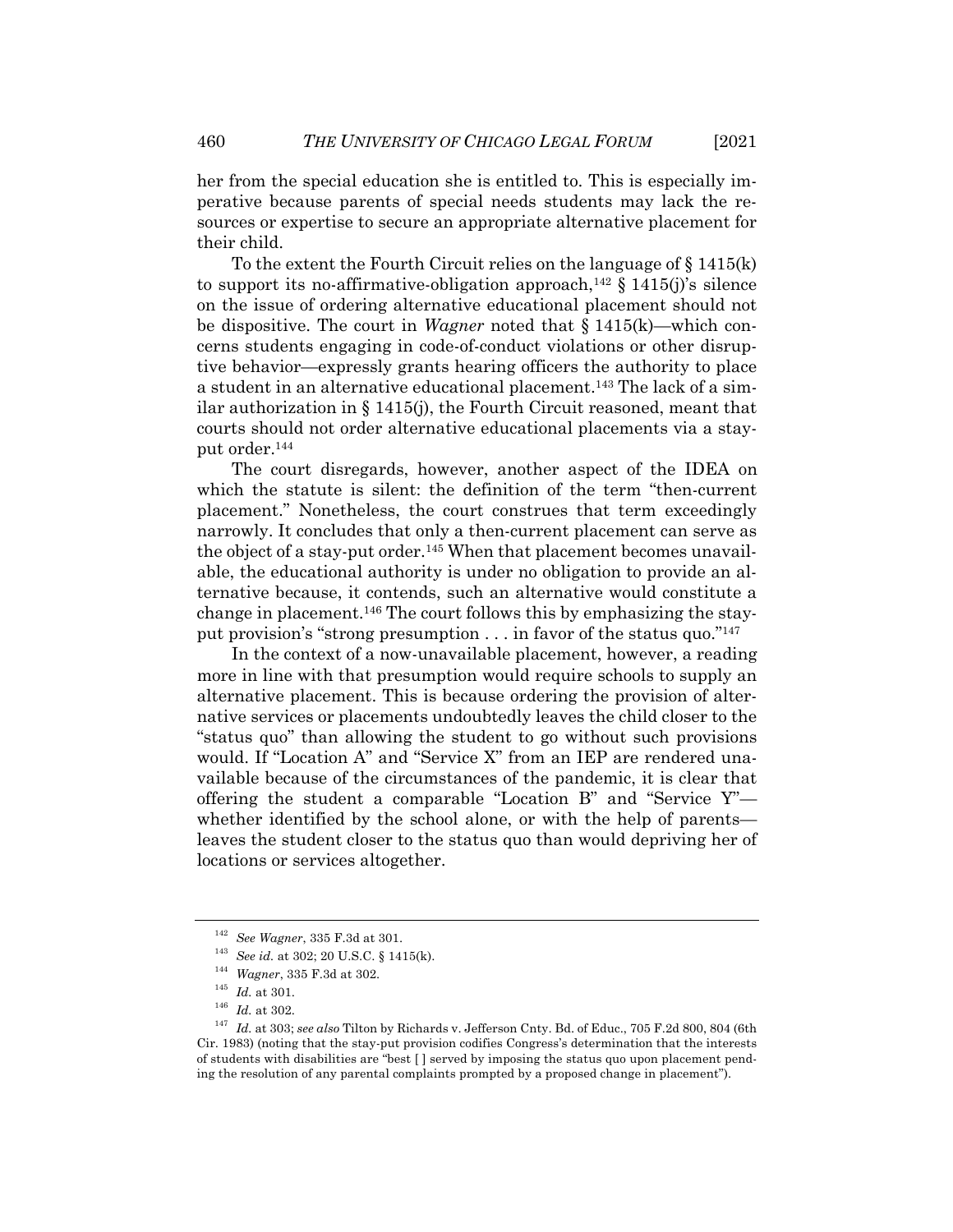her from the special education she is entitled to. This is especially imperative because parents of special needs students may lack the resources or expertise to secure an appropriate alternative placement for their child.

To the extent the Fourth Circuit relies on the language of § 1415(k) to support its no-affirmative-obligation approach,[142] § 1415(j)'s silence on the issue of ordering alternative educational placement should not be dispositive. The court in *Wagner* noted that § 1415(k)—which concerns students engaging in code-of-conduct violations or other disruptive behavior—expressly grants hearing officers the authority to place a student in an alternative educational placement.[143] The lack of a similar authorization in § 1415(j), the Fourth Circuit reasoned, meant that courts should not order alternative educational placements via a stay-put order.[144]

The court disregards, however, another aspect of the IDEA on which the statute is silent: the definition of the term "then-current placement." Nonetheless, the court construes that term exceedingly narrowly. It concludes that only a then-current placement can serve as the object of a stay-put order.[145] When that placement becomes unavailable, the educational authority is under no obligation to provide an alternative because, it contends, such an alternative would constitute a change in placement.[146] The court follows this by emphasizing the stay-put provision's "strong presumption . . . in favor of the status quo."[147]

In the context of a now-unavailable placement, however, a reading more in line with that presumption would require schools to supply an alternative placement. This is because ordering the provision of alternative services or placements undoubtedly leaves the child closer to the "status quo" than allowing the student to go without such provisions would. If "Location A" and "Service X" from an IEP are rendered unavailable because of the circumstances of the pandemic, it is clear that offering the student a comparable "Location B" and "Service Y"—whether identified by the school alone, or with the help of parents—leaves the student closer to the status quo than would depriving her of locations or services altogether.

---

[142] *See Wagner*, 335 F.3d at 301.

[143] *See id.* at 302; 20 U.S.C. § 1415(k).

[144] *Wagner*, 335 F.3d at 302.

[145] *Id.* at 301.

[146] *Id.* at 302.

[147] *Id.* at 303; *see also* Tilton by Richards v. Jefferson Cnty. Bd. of Educ., 705 F.2d 800, 804 (6th Cir. 1983) (noting that the stay-put provision codifies Congress's determination that the interests of students with disabilities are "best [ ] served by imposing the status quo upon placement pending the resolution of any parental complaints prompted by a proposed change in placement").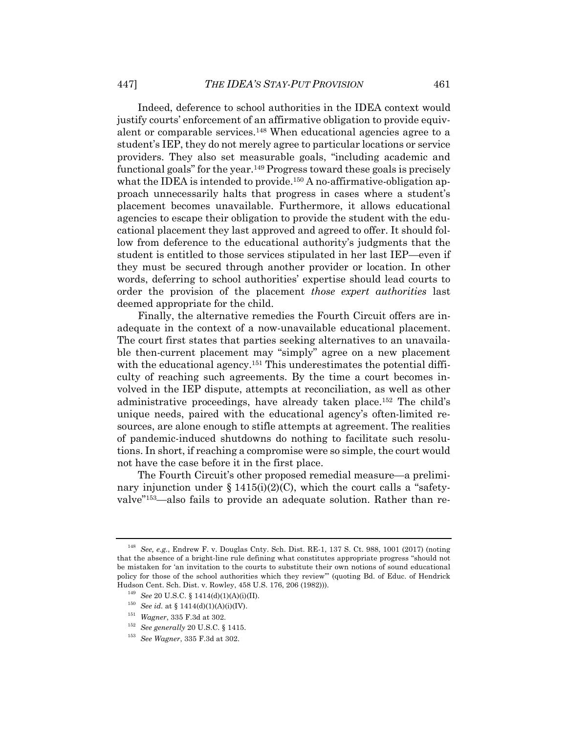Indeed, deference to school authorities in the IDEA context would justify courts' enforcement of an affirmative obligation to provide equivalent or comparable services.[148] When educational agencies agree to a student's IEP, they do not merely agree to particular locations or service providers. They also set measurable goals, "including academic and functional goals" for the year.[149] Progress toward these goals is precisely what the IDEA is intended to provide.[150] A no-affirmative-obligation approach unnecessarily halts that progress in cases where a student's placement becomes unavailable. Furthermore, it allows educational agencies to escape their obligation to provide the student with the educational placement they last approved and agreed to offer. It should follow from deference to the educational authority's judgments that the student is entitled to those services stipulated in her last IEP—even if they must be secured through another provider or location. In other words, deferring to school authorities' expertise should lead courts to order the provision of the placement *those expert authorities* last deemed appropriate for the child.

Finally, the alternative remedies the Fourth Circuit offers are inadequate in the context of a now-unavailable educational placement. The court first states that parties seeking alternatives to an unavailable then-current placement may "simply" agree on a new placement with the educational agency.[151] This underestimates the potential difficulty of reaching such agreements. By the time a court becomes involved in the IEP dispute, attempts at reconciliation, as well as other administrative proceedings, have already taken place.[152] The child's unique needs, paired with the educational agency's often-limited resources, are alone enough to stifle attempts at agreement. The realities of pandemic-induced shutdowns do nothing to facilitate such resolutions. In short, if reaching a compromise were so simple, the court would not have the case before it in the first place.

The Fourth Circuit's other proposed remedial measure—a preliminary injunction under § 1415(i)(2)(C), which the court calls a "safety-valve"[153]—also fails to provide an adequate solution. Rather than re-

---

[148] *See, e.g.*, Endrew F. v. Douglas Cnty. Sch. Dist. RE-1, 137 S. Ct. 988, 1001 (2017) (noting that the absence of a bright-line rule defining what constitutes appropriate progress "should not be mistaken for 'an invitation to the courts to substitute their own notions of sound educational policy for those of the school authorities which they review'" (quoting Bd. of Educ. of Hendrick Hudson Cent. Sch. Dist. v. Rowley, 458 U.S. 176, 206 (1982))).

[149] *See* 20 U.S.C. § 1414(d)(1)(A)(i)(II).

[150] *See id.* at § 1414(d)(1)(A)(i)(IV).

[151] *Wagner*, 335 F.3d at 302.

[152] *See generally* 20 U.S.C. § 1415.

[153] *See Wagner*, 335 F.3d at 302.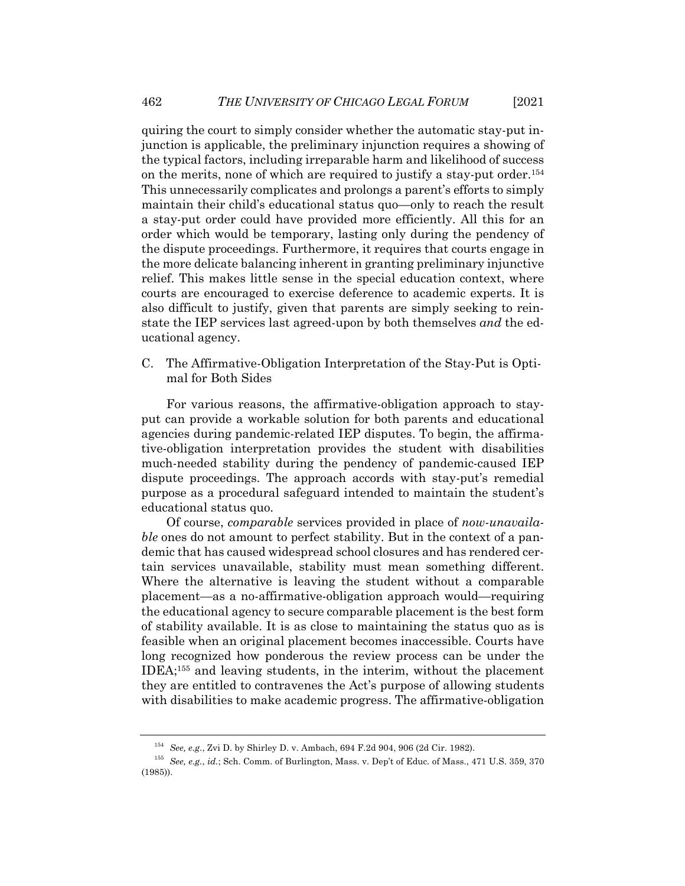quiring the court to simply consider whether the automatic stay-put injunction is applicable, the preliminary injunction requires a showing of the typical factors, including irreparable harm and likelihood of success on the merits, none of which are required to justify a stay-put order.[154] This unnecessarily complicates and prolongs a parent's efforts to simply maintain their child's educational status quo—only to reach the result a stay-put order could have provided more efficiently. All this for an order which would be temporary, lasting only during the pendency of the dispute proceedings. Furthermore, it requires that courts engage in the more delicate balancing inherent in granting preliminary injunctive relief. This makes little sense in the special education context, where courts are encouraged to exercise deference to academic experts. It is also difficult to justify, given that parents are simply seeking to reinstate the IEP services last agreed-upon by both themselves *and* the educational agency.

### C. The Affirmative-Obligation Interpretation of the Stay-Put is Optimal for Both Sides

For various reasons, the affirmative-obligation approach to stay-put can provide a workable solution for both parents and educational agencies during pandemic-related IEP disputes. To begin, the affirmative-obligation interpretation provides the student with disabilities much-needed stability during the pendency of pandemic-caused IEP dispute proceedings. The approach accords with stay-put's remedial purpose as a procedural safeguard intended to maintain the student's educational status quo.

Of course, *comparable* services provided in place of *now-unavailable* ones do not amount to perfect stability. But in the context of a pandemic that has caused widespread school closures and has rendered certain services unavailable, stability must mean something different. Where the alternative is leaving the student without a comparable placement—as a no-affirmative-obligation approach would—requiring the educational agency to secure comparable placement is the best form of stability available. It is as close to maintaining the status quo as is feasible when an original placement becomes inaccessible. Courts have long recognized how ponderous the review process can be under the IDEA;[155] and leaving students, in the interim, without the placement they are entitled to contravenes the Act's purpose of allowing students with disabilities to make academic progress. The affirmative-obligation

---

[154] *See, e.g.*, Zvi D. by Shirley D. v. Ambach, 694 F.2d 904, 906 (2d Cir. 1982).

[155] *See, e.g.*, *id.*; Sch. Comm. of Burlington, Mass. v. Dep't of Educ. of Mass., 471 U.S. 359, 370 (1985)).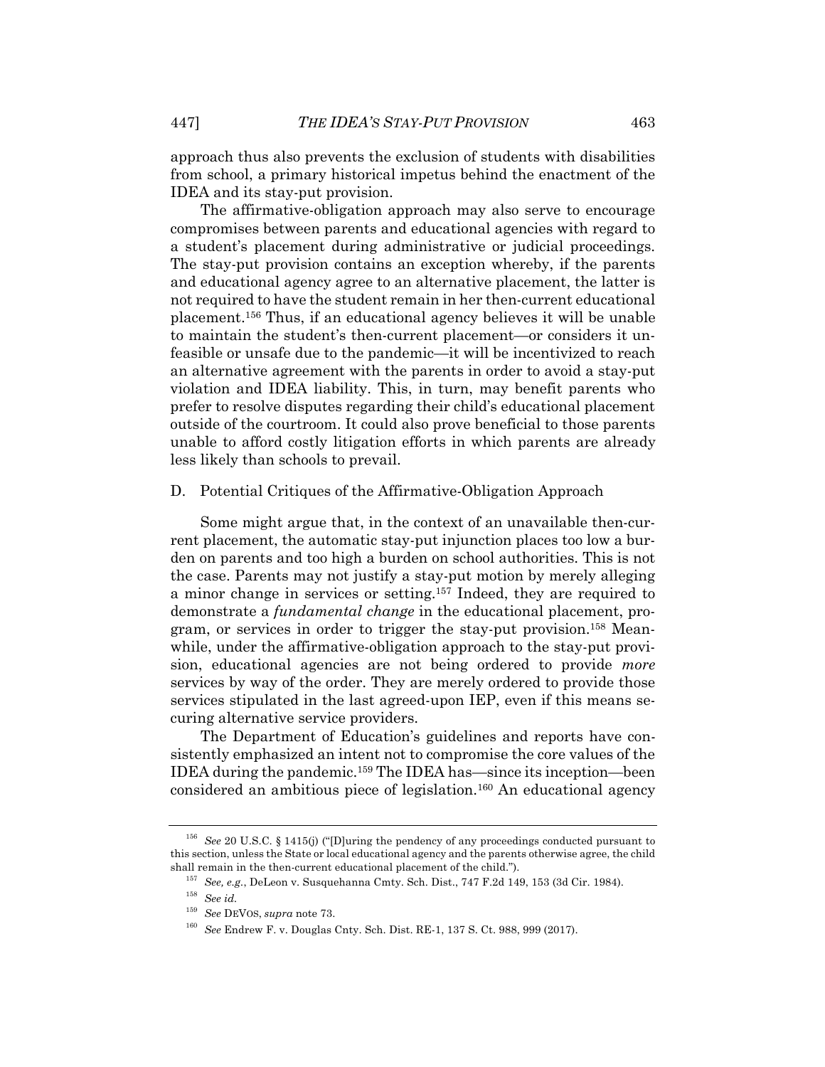approach thus also prevents the exclusion of students with disabilities from school, a primary historical impetus behind the enactment of the IDEA and its stay-put provision.

The affirmative-obligation approach may also serve to encourage compromises between parents and educational agencies with regard to a student's placement during administrative or judicial proceedings. The stay-put provision contains an exception whereby, if the parents and educational agency agree to an alternative placement, the latter is not required to have the student remain in her then-current educational placement.[156] Thus, if an educational agency believes it will be unable to maintain the student's then-current placement—or considers it unfeasible or unsafe due to the pandemic—it will be incentivized to reach an alternative agreement with the parents in order to avoid a stay-put violation and IDEA liability. This, in turn, may benefit parents who prefer to resolve disputes regarding their child's educational placement outside of the courtroom. It could also prove beneficial to those parents unable to afford costly litigation efforts in which parents are already less likely than schools to prevail.

## D. Potential Critiques of the Affirmative-Obligation Approach

Some might argue that, in the context of an unavailable then-current placement, the automatic stay-put injunction places too low a burden on parents and too high a burden on school authorities. This is not the case. Parents may not justify a stay-put motion by merely alleging a minor change in services or setting.[157] Indeed, they are required to demonstrate a *fundamental change* in the educational placement, program, or services in order to trigger the stay-put provision.[158] Meanwhile, under the affirmative-obligation approach to the stay-put provision, educational agencies are not being ordered to provide *more* services by way of the order. They are merely ordered to provide those services stipulated in the last agreed-upon IEP, even if this means securing alternative service providers.

The Department of Education's guidelines and reports have consistently emphasized an intent not to compromise the core values of the IDEA during the pandemic.[159] The IDEA has—since its inception—been considered an ambitious piece of legislation.[160] An educational agency

---

[156] *See* 20 U.S.C. § 1415(j) ("[D]uring the pendency of any proceedings conducted pursuant to this section, unless the State or local educational agency and the parents otherwise agree, the child shall remain in the then-current educational placement of the child.").

[157] *See, e.g.*, DeLeon v. Susquehanna Cmty. Sch. Dist., 747 F.2d 149, 153 (3d Cir. 1984).

[158] *See id.*

[159] *See* DEVOS, *supra* note 73.

[160] *See* Endrew F. v. Douglas Cnty. Sch. Dist. RE-1, 137 S. Ct. 988, 999 (2017).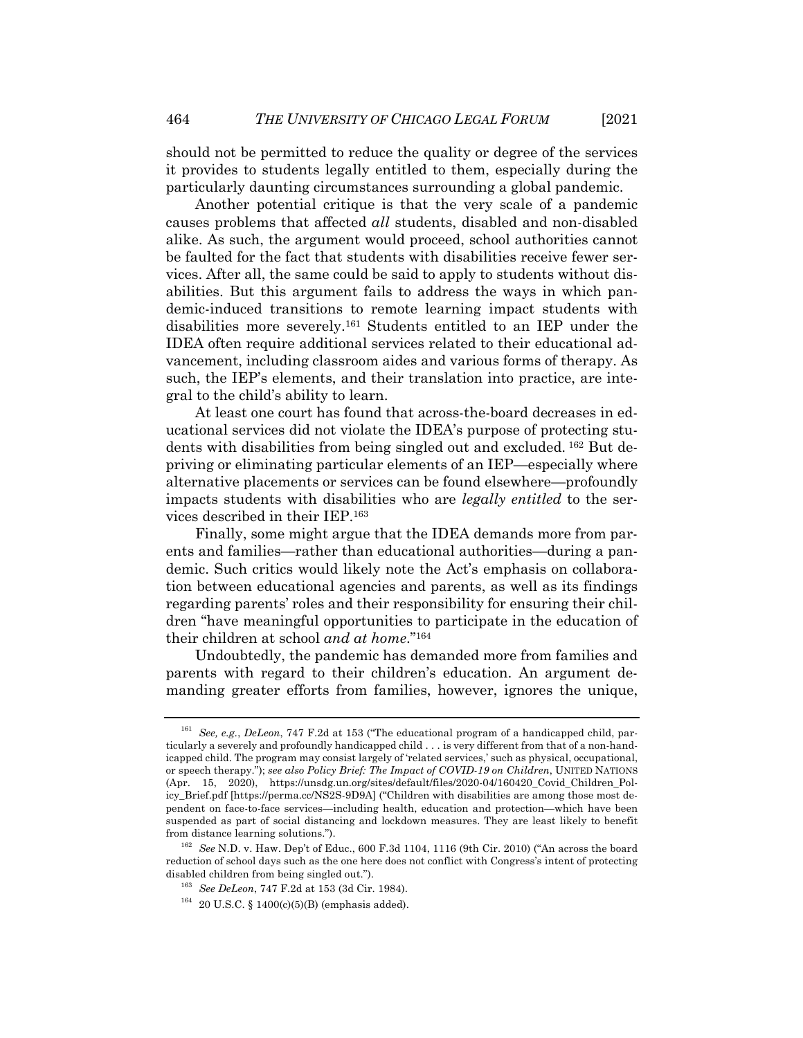should not be permitted to reduce the quality or degree of the services it provides to students legally entitled to them, especially during the particularly daunting circumstances surrounding a global pandemic.

Another potential critique is that the very scale of a pandemic causes problems that affected *all* students, disabled and non-disabled alike. As such, the argument would proceed, school authorities cannot be faulted for the fact that students with disabilities receive fewer services. After all, the same could be said to apply to students without disabilities. But this argument fails to address the ways in which pandemic-induced transitions to remote learning impact students with disabilities more severely.[161] Students entitled to an IEP under the IDEA often require additional services related to their educational advancement, including classroom aides and various forms of therapy. As such, the IEP's elements, and their translation into practice, are integral to the child's ability to learn.

At least one court has found that across-the-board decreases in educational services did not violate the IDEA's purpose of protecting students with disabilities from being singled out and excluded.[162] But depriving or eliminating particular elements of an IEP—especially where alternative placements or services can be found elsewhere—profoundly impacts students with disabilities who are *legally entitled* to the services described in their IEP.[163]

Finally, some might argue that the IDEA demands more from parents and families—rather than educational authorities—during a pandemic. Such critics would likely note the Act's emphasis on collaboration between educational agencies and parents, as well as its findings regarding parents' roles and their responsibility for ensuring their children "have meaningful opportunities to participate in the education of their children at school *and at home*."[164]

Undoubtedly, the pandemic has demanded more from families and parents with regard to their children's education. An argument demanding greater efforts from families, however, ignores the unique,

---

[161] *See, e.g.*, *DeLeon*, 747 F.2d at 153 ("The educational program of a handicapped child, particularly a severely and profoundly handicapped child . . . is very different from that of a non-handicapped child. The program may consist largely of 'related services,' such as physical, occupational, or speech therapy."); *see also Policy Brief: The Impact of COVID-19 on Children*, UNITED NATIONS (Apr. 15, 2020), https://unsdg.un.org/sites/default/files/2020-04/160420_Covid_Children_Policy_Brief.pdf [https://perma.cc/NS2S-9D9A] ("Children with disabilities are among those most dependent on face-to-face services—including health, education and protection—which have been suspended as part of social distancing and lockdown measures. They are least likely to benefit from distance learning solutions.").

[162] *See* N.D. v. Haw. Dep't of Educ., 600 F.3d 1104, 1116 (9th Cir. 2010) ("An across the board reduction of school days such as the one here does not conflict with Congress's intent of protecting disabled children from being singled out.").

[163] *See DeLeon*, 747 F.2d at 153 (3d Cir. 1984).

[164] 20 U.S.C. § 1400(c)(5)(B) (emphasis added).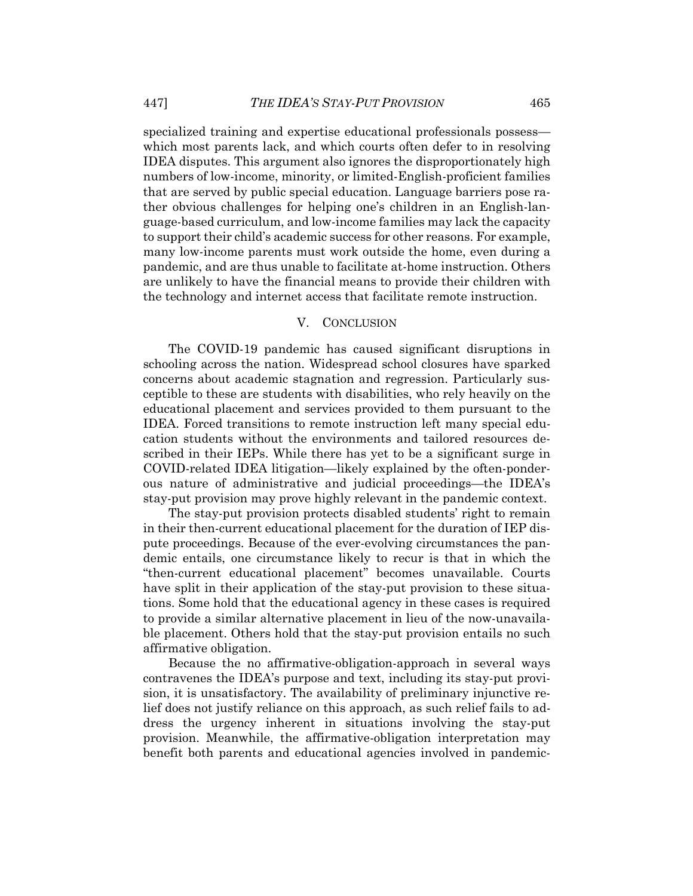specialized training and expertise educational professionals possess—which most parents lack, and which courts often defer to in resolving IDEA disputes. This argument also ignores the disproportionately high numbers of low-income, minority, or limited-English-proficient families that are served by public special education. Language barriers pose rather obvious challenges for helping one's children in an English-language-based curriculum, and low-income families may lack the capacity to support their child's academic success for other reasons. For example, many low-income parents must work outside the home, even during a pandemic, and are thus unable to facilitate at-home instruction. Others are unlikely to have the financial means to provide their children with the technology and internet access that facilitate remote instruction.

## V. CONCLUSION

The COVID-19 pandemic has caused significant disruptions in schooling across the nation. Widespread school closures have sparked concerns about academic stagnation and regression. Particularly susceptible to these are students with disabilities, who rely heavily on the educational placement and services provided to them pursuant to the IDEA. Forced transitions to remote instruction left many special education students without the environments and tailored resources described in their IEPs. While there has yet to be a significant surge in COVID-related IDEA litigation—likely explained by the often-ponderous nature of administrative and judicial proceedings—the IDEA's stay-put provision may prove highly relevant in the pandemic context.

The stay-put provision protects disabled students' right to remain in their then-current educational placement for the duration of IEP dispute proceedings. Because of the ever-evolving circumstances the pandemic entails, one circumstance likely to recur is that in which the "then-current educational placement" becomes unavailable. Courts have split in their application of the stay-put provision to these situations. Some hold that the educational agency in these cases is required to provide a similar alternative placement in lieu of the now-unavailable placement. Others hold that the stay-put provision entails no such affirmative obligation.

Because the no affirmative-obligation-approach in several ways contravenes the IDEA's purpose and text, including its stay-put provision, it is unsatisfactory. The availability of preliminary injunctive relief does not justify reliance on this approach, as such relief fails to address the urgency inherent in situations involving the stay-put provision. Meanwhile, the affirmative-obligation interpretation may benefit both parents and educational agencies involved in pandemic-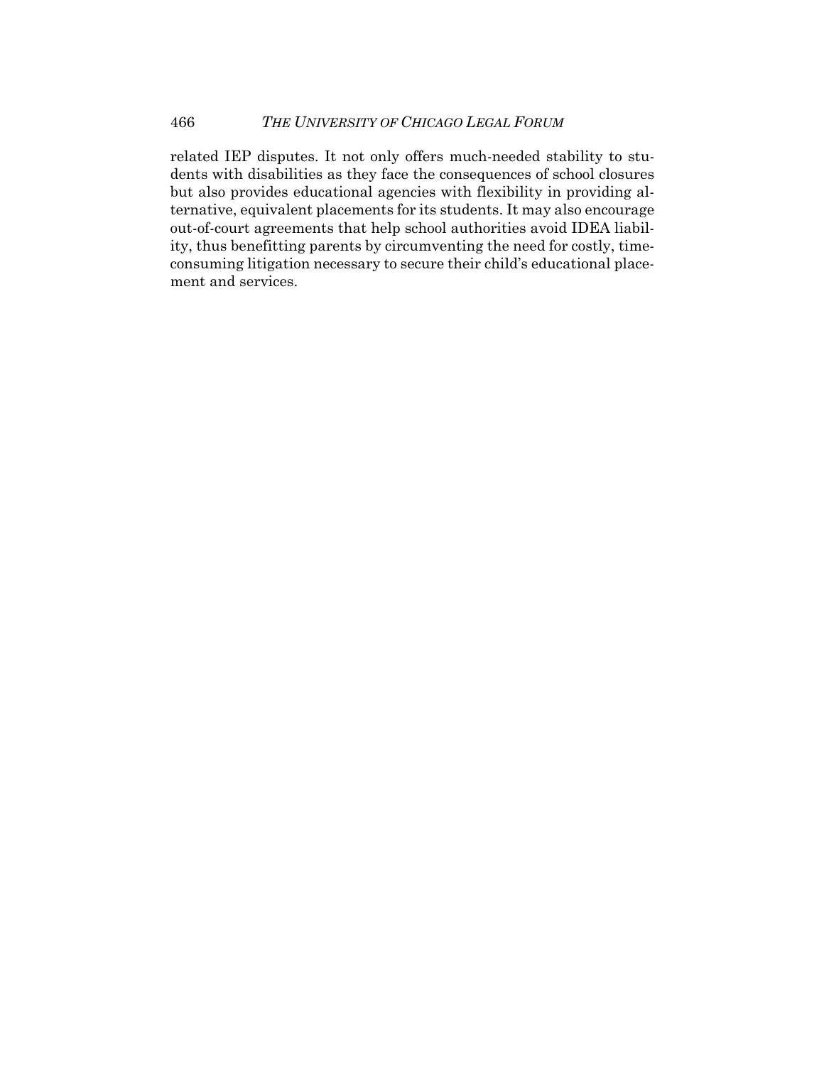related IEP disputes. It not only offers much-needed stability to students with disabilities as they face the consequences of school closures but also provides educational agencies with flexibility in providing alternative, equivalent placements for its students. It may also encourage out-of-court agreements that help school authorities avoid IDEA liability, thus benefitting parents by circumventing the need for costly, time-consuming litigation necessary to secure their child's educational placement and services.